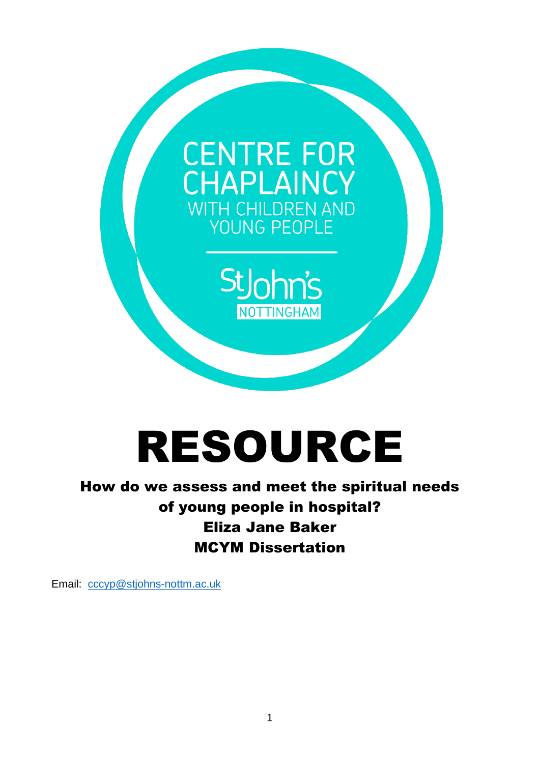CENTRE FOR CHAPLAINCY WITH CHILDREN AND YOUNG PEOPLE

St John's NOTTINGHAM

# RESOURCE

**How do we assess and meet the spiritual needs of young people in hospital?**

**Eliza Jane Baker**

**MCYM Dissertation**

Email: cccyp@stjohns-nottm.ac.uk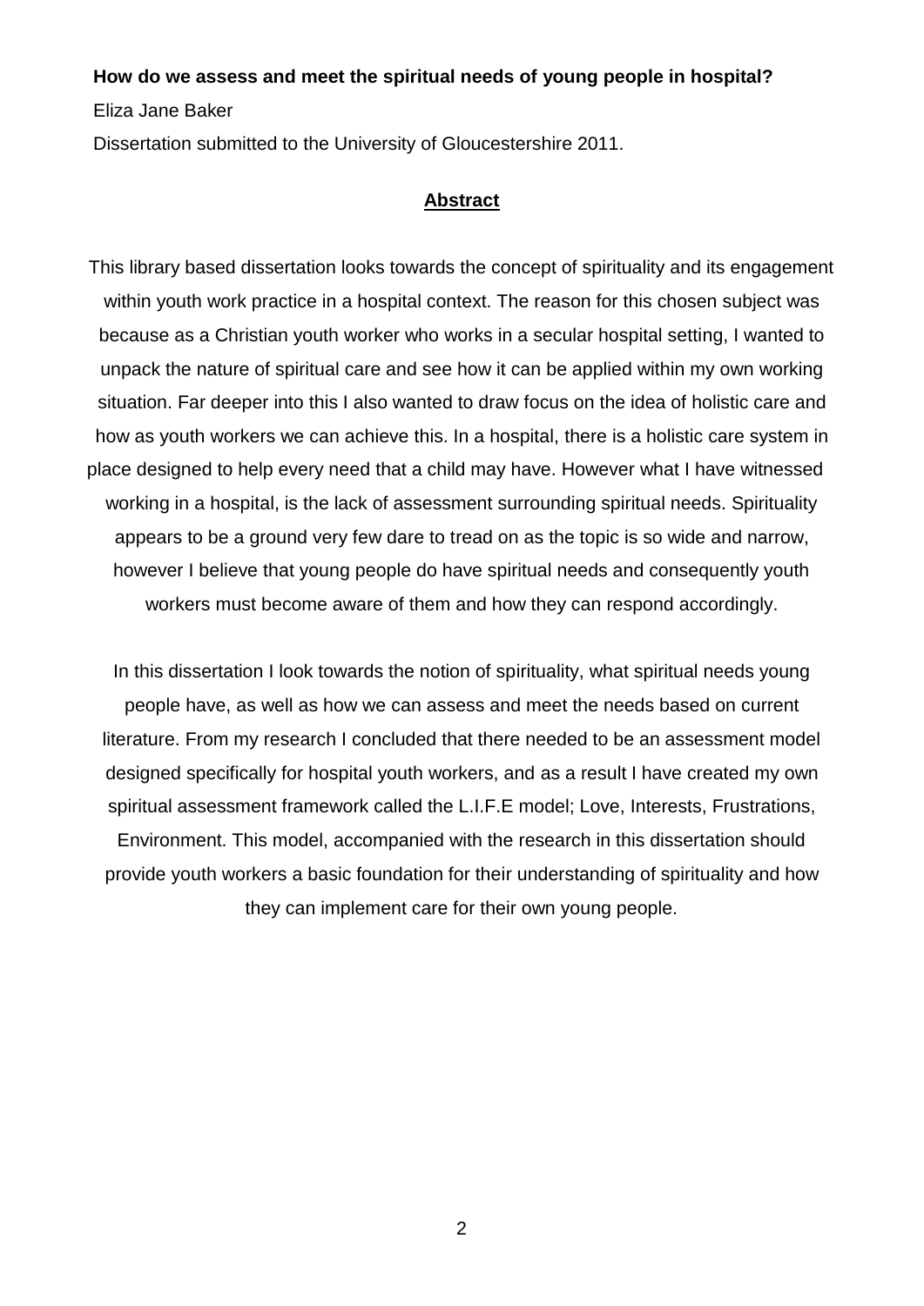**How do we assess and meet the spiritual needs of young people in hospital?**

Eliza Jane Baker

Dissertation submitted to the University of Gloucestershire 2011.

## Abstract

This library based dissertation looks towards the concept of spirituality and its engagement within youth work practice in a hospital context. The reason for this chosen subject was because as a Christian youth worker who works in a secular hospital setting, I wanted to unpack the nature of spiritual care and see how it can be applied within my own working situation. Far deeper into this I also wanted to draw focus on the idea of holistic care and how as youth workers we can achieve this. In a hospital, there is a holistic care system in place designed to help every need that a child may have. However what I have witnessed working in a hospital, is the lack of assessment surrounding spiritual needs. Spirituality appears to be a ground very few dare to tread on as the topic is so wide and narrow, however I believe that young people do have spiritual needs and consequently youth workers must become aware of them and how they can respond accordingly.

In this dissertation I look towards the notion of spirituality, what spiritual needs young people have, as well as how we can assess and meet the needs based on current literature. From my research I concluded that there needed to be an assessment model designed specifically for hospital youth workers, and as a result I have created my own spiritual assessment framework called the L.I.F.E model; Love, Interests, Frustrations, Environment. This model, accompanied with the research in this dissertation should provide youth workers a basic foundation for their understanding of spirituality and how they can implement care for their own young people.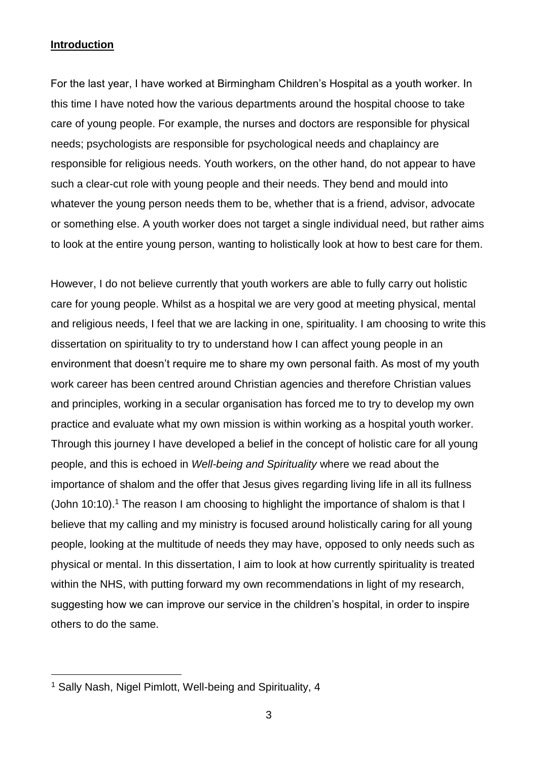**Introduction**

For the last year, I have worked at Birmingham Children's Hospital as a youth worker. In this time I have noted how the various departments around the hospital choose to take care of young people. For example, the nurses and doctors are responsible for physical needs; psychologists are responsible for psychological needs and chaplaincy are responsible for religious needs. Youth workers, on the other hand, do not appear to have such a clear-cut role with young people and their needs. They bend and mould into whatever the young person needs them to be, whether that is a friend, advisor, advocate or something else. A youth worker does not target a single individual need, but rather aims to look at the entire young person, wanting to holistically look at how to best care for them.

However, I do not believe currently that youth workers are able to fully carry out holistic care for young people. Whilst as a hospital we are very good at meeting physical, mental and religious needs, I feel that we are lacking in one, spirituality. I am choosing to write this dissertation on spirituality to try to understand how I can affect young people in an environment that doesn't require me to share my own personal faith. As most of my youth work career has been centred around Christian agencies and therefore Christian values and principles, working in a secular organisation has forced me to try to develop my own practice and evaluate what my own mission is within working as a hospital youth worker. Through this journey I have developed a belief in the concept of holistic care for all young people, and this is echoed in *Well-being and Spirituality* where we read about the importance of shalom and the offer that Jesus gives regarding living life in all its fullness (John 10:10).[1] The reason I am choosing to highlight the importance of shalom is that I believe that my calling and my ministry is focused around holistically caring for all young people, looking at the multitude of needs they may have, opposed to only needs such as physical or mental. In this dissertation, I aim to look at how currently spirituality is treated within the NHS, with putting forward my own recommendations in light of my research, suggesting how we can improve our service in the children's hospital, in order to inspire others to do the same.

[1] Sally Nash, Nigel Pimlott, Well-being and Spirituality, 4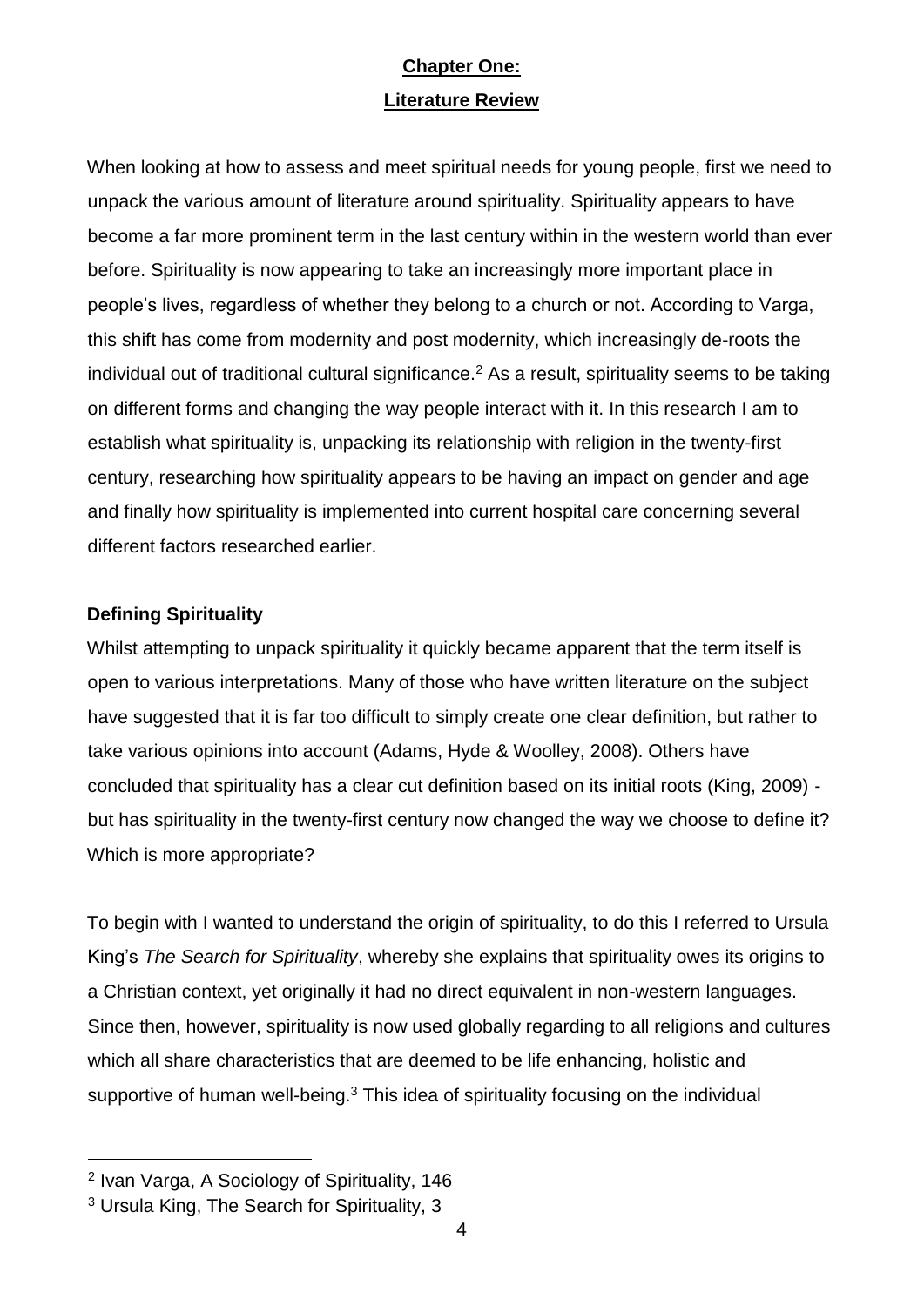# Chapter One:

## Literature Review

When looking at how to assess and meet spiritual needs for young people, first we need to unpack the various amount of literature around spirituality. Spirituality appears to have become a far more prominent term in the last century within in the western world than ever before. Spirituality is now appearing to take an increasingly more important place in people's lives, regardless of whether they belong to a church or not. According to Varga, this shift has come from modernity and post modernity, which increasingly de-roots the individual out of traditional cultural significance.[2] As a result, spirituality seems to be taking on different forms and changing the way people interact with it. In this research I am to establish what spirituality is, unpacking its relationship with religion in the twenty-first century, researching how spirituality appears to be having an impact on gender and age and finally how spirituality is implemented into current hospital care concerning several different factors researched earlier.

### Defining Spirituality

Whilst attempting to unpack spirituality it quickly became apparent that the term itself is open to various interpretations. Many of those who have written literature on the subject have suggested that it is far too difficult to simply create one clear definition, but rather to take various opinions into account (Adams, Hyde & Woolley, 2008). Others have concluded that spirituality has a clear cut definition based on its initial roots (King, 2009) - but has spirituality in the twenty-first century now changed the way we choose to define it? Which is more appropriate?

To begin with I wanted to understand the origin of spirituality, to do this I referred to Ursula King's *The Search for Spirituality*, whereby she explains that spirituality owes its origins to a Christian context, yet originally it had no direct equivalent in non-western languages. Since then, however, spirituality is now used globally regarding to all religions and cultures which all share characteristics that are deemed to be life enhancing, holistic and supportive of human well-being.[3] This idea of spirituality focusing on the individual

---

[2] Ivan Varga, A Sociology of Spirituality, 146

[3] Ursula King, The Search for Spirituality, 3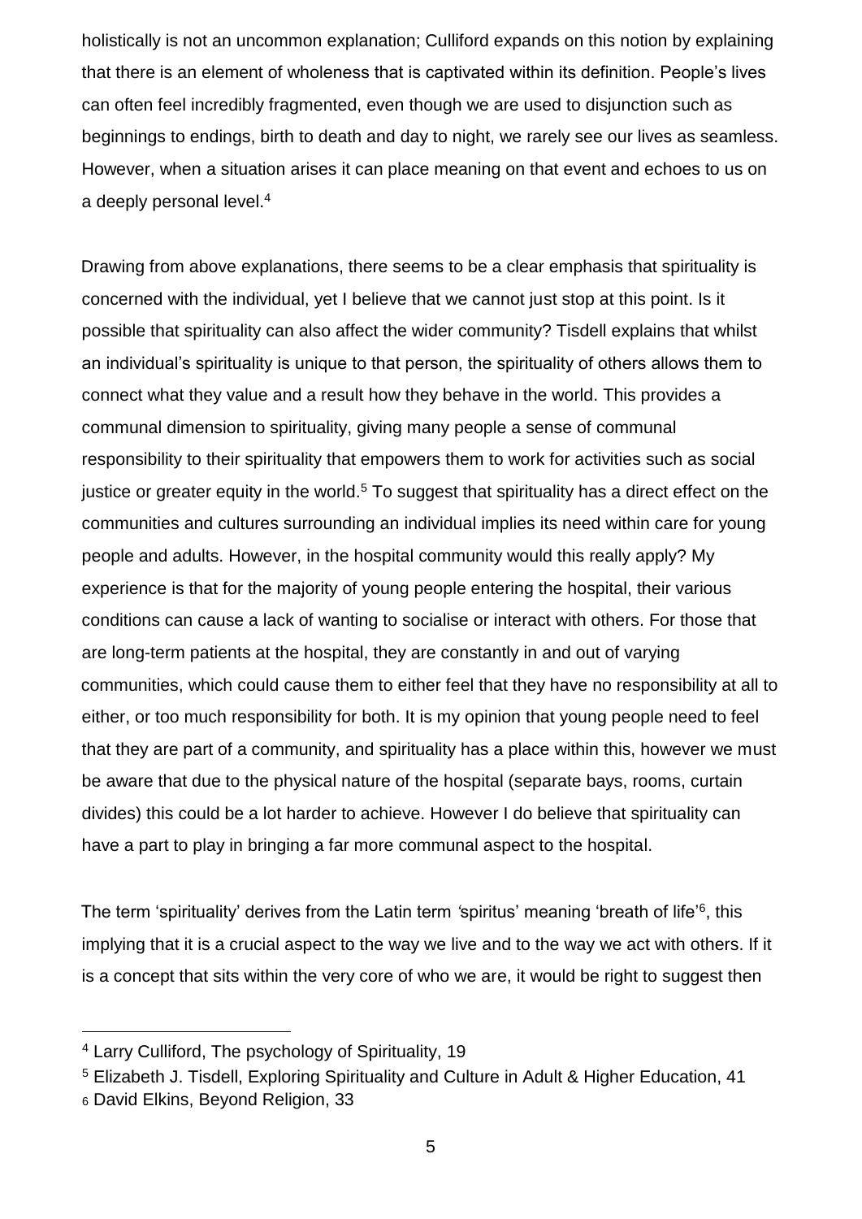holistically is not an uncommon explanation; Culliford expands on this notion by explaining that there is an element of wholeness that is captivated within its definition. People's lives can often feel incredibly fragmented, even though we are used to disjunction such as beginnings to endings, birth to death and day to night, we rarely see our lives as seamless. However, when a situation arises it can place meaning on that event and echoes to us on a deeply personal level.[4]

Drawing from above explanations, there seems to be a clear emphasis that spirituality is concerned with the individual, yet I believe that we cannot just stop at this point. Is it possible that spirituality can also affect the wider community? Tisdell explains that whilst an individual's spirituality is unique to that person, the spirituality of others allows them to connect what they value and a result how they behave in the world. This provides a communal dimension to spirituality, giving many people a sense of communal responsibility to their spirituality that empowers them to work for activities such as social justice or greater equity in the world.[5] To suggest that spirituality has a direct effect on the communities and cultures surrounding an individual implies its need within care for young people and adults. However, in the hospital community would this really apply? My experience is that for the majority of young people entering the hospital, their various conditions can cause a lack of wanting to socialise or interact with others. For those that are long-term patients at the hospital, they are constantly in and out of varying communities, which could cause them to either feel that they have no responsibility at all to either, or too much responsibility for both. It is my opinion that young people need to feel that they are part of a community, and spirituality has a place within this, however we must be aware that due to the physical nature of the hospital (separate bays, rooms, curtain divides) this could be a lot harder to achieve. However I do believe that spirituality can have a part to play in bringing a far more communal aspect to the hospital.

The term 'spirituality' derives from the Latin term 'spiritus' meaning 'breath of life'[6], this implying that it is a crucial aspect to the way we live and to the way we act with others. If it is a concept that sits within the very core of who we are, it would be right to suggest then

---

[4] Larry Culliford, The psychology of Spirituality, 19

[5] Elizabeth J. Tisdell, Exploring Spirituality and Culture in Adult & Higher Education, 41

[6] David Elkins, Beyond Religion, 33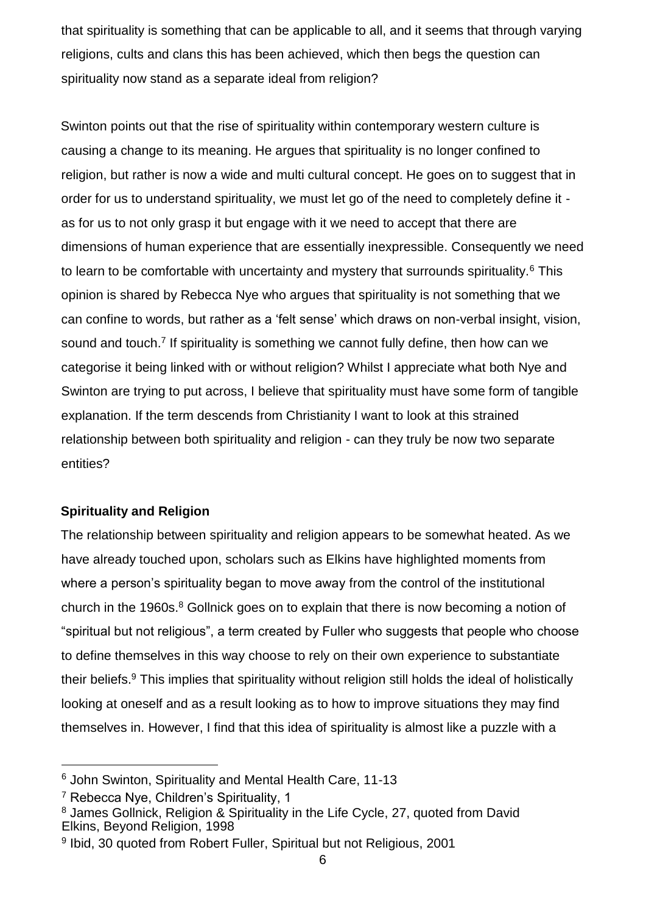that spirituality is something that can be applicable to all, and it seems that through varying religions, cults and clans this has been achieved, which then begs the question can spirituality now stand as a separate ideal from religion?

Swinton points out that the rise of spirituality within contemporary western culture is causing a change to its meaning. He argues that spirituality is no longer confined to religion, but rather is now a wide and multi cultural concept. He goes on to suggest that in order for us to understand spirituality, we must let go of the need to completely define it - as for us to not only grasp it but engage with it we need to accept that there are dimensions of human experience that are essentially inexpressible. Consequently we need to learn to be comfortable with uncertainty and mystery that surrounds spirituality.[6] This opinion is shared by Rebecca Nye who argues that spirituality is not something that we can confine to words, but rather as a 'felt sense' which draws on non-verbal insight, vision, sound and touch.[7] If spirituality is something we cannot fully define, then how can we categorise it being linked with or without religion? Whilst I appreciate what both Nye and Swinton are trying to put across, I believe that spirituality must have some form of tangible explanation. If the term descends from Christianity I want to look at this strained relationship between both spirituality and religion - can they truly be now two separate entities?

**Spirituality and Religion**

The relationship between spirituality and religion appears to be somewhat heated. As we have already touched upon, scholars such as Elkins have highlighted moments from where a person's spirituality began to move away from the control of the institutional church in the 1960s.[8] Gollnick goes on to explain that there is now becoming a notion of "spiritual but not religious", a term created by Fuller who suggests that people who choose to define themselves in this way choose to rely on their own experience to substantiate their beliefs.[9] This implies that spirituality without religion still holds the ideal of holistically looking at oneself and as a result looking as to how to improve situations they may find themselves in. However, I find that this idea of spirituality is almost like a puzzle with a

---

[6] John Swinton, Spirituality and Mental Health Care, 11-13

[7] Rebecca Nye, Children's Spirituality, 1

[8] James Gollnick, Religion & Spirituality in the Life Cycle, 27, quoted from David Elkins, Beyond Religion, 1998

[9] Ibid, 30 quoted from Robert Fuller, Spiritual but not Religious, 2001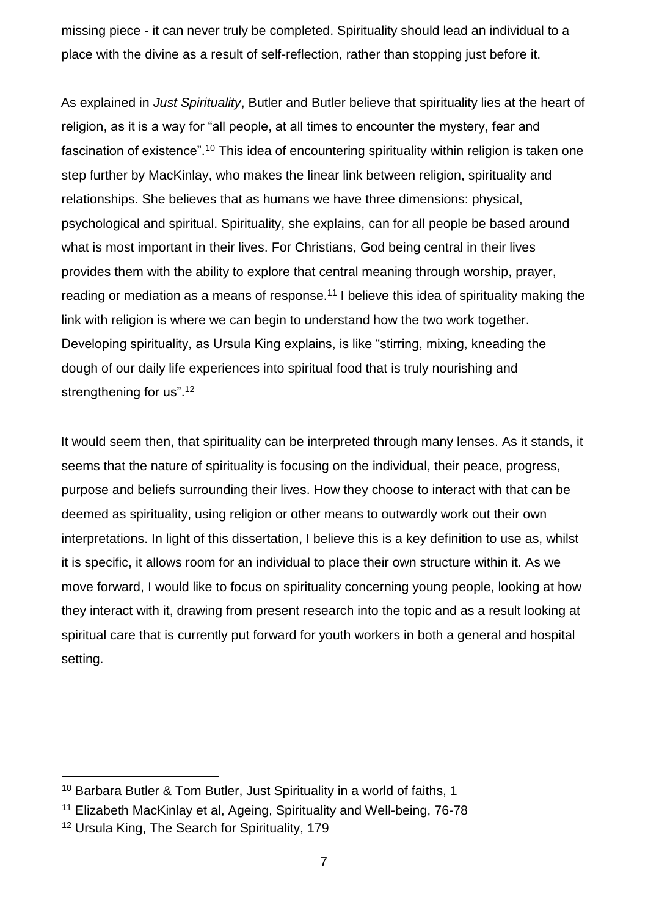missing piece - it can never truly be completed. Spirituality should lead an individual to a place with the divine as a result of self-reflection, rather than stopping just before it.

As explained in *Just Spirituality*, Butler and Butler believe that spirituality lies at the heart of religion, as it is a way for "all people, at all times to encounter the mystery, fear and fascination of existence".[10] This idea of encountering spirituality within religion is taken one step further by MacKinlay, who makes the linear link between religion, spirituality and relationships. She believes that as humans we have three dimensions: physical, psychological and spiritual. Spirituality, she explains, can for all people be based around what is most important in their lives. For Christians, God being central in their lives provides them with the ability to explore that central meaning through worship, prayer, reading or mediation as a means of response.[11] I believe this idea of spirituality making the link with religion is where we can begin to understand how the two work together. Developing spirituality, as Ursula King explains, is like "stirring, mixing, kneading the dough of our daily life experiences into spiritual food that is truly nourishing and strengthening for us".[12]

It would seem then, that spirituality can be interpreted through many lenses. As it stands, it seems that the nature of spirituality is focusing on the individual, their peace, progress, purpose and beliefs surrounding their lives. How they choose to interact with that can be deemed as spirituality, using religion or other means to outwardly work out their own interpretations. In light of this dissertation, I believe this is a key definition to use as, whilst it is specific, it allows room for an individual to place their own structure within it. As we move forward, I would like to focus on spirituality concerning young people, looking at how they interact with it, drawing from present research into the topic and as a result looking at spiritual care that is currently put forward for youth workers in both a general and hospital setting.

[10] Barbara Butler & Tom Butler, Just Spirituality in a world of faiths, 1

[11] Elizabeth MacKinlay et al, Ageing, Spirituality and Well-being, 76-78

[12] Ursula King, The Search for Spirituality, 179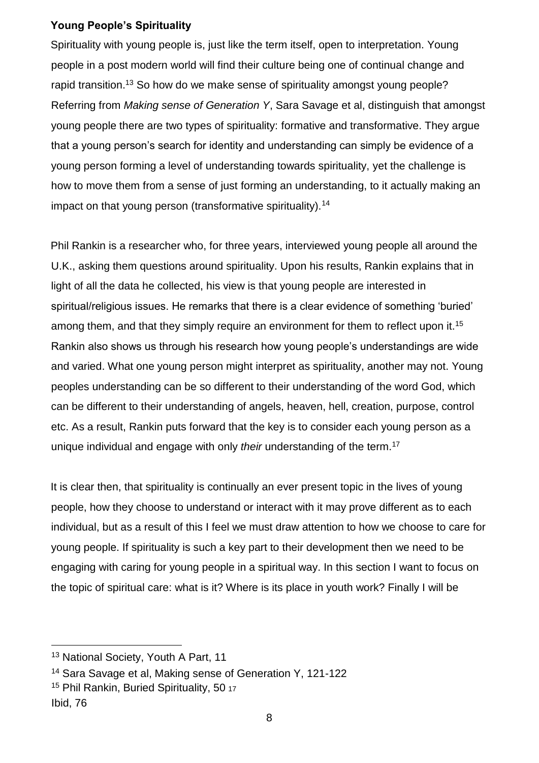**Young People's Spirituality**

Spirituality with young people is, just like the term itself, open to interpretation. Young people in a post modern world will find their culture being one of continual change and rapid transition.[13] So how do we make sense of spirituality amongst young people? Referring from *Making sense of Generation Y*, Sara Savage et al, distinguish that amongst young people there are two types of spirituality: formative and transformative. They argue that a young person's search for identity and understanding can simply be evidence of a young person forming a level of understanding towards spirituality, yet the challenge is how to move them from a sense of just forming an understanding, to it actually making an impact on that young person (transformative spirituality).[14]

Phil Rankin is a researcher who, for three years, interviewed young people all around the U.K., asking them questions around spirituality. Upon his results, Rankin explains that in light of all the data he collected, his view is that young people are interested in spiritual/religious issues. He remarks that there is a clear evidence of something 'buried' among them, and that they simply require an environment for them to reflect upon it.[15] Rankin also shows us through his research how young people's understandings are wide and varied. What one young person might interpret as spirituality, another may not. Young peoples understanding can be so different to their understanding of the word God, which can be different to their understanding of angels, heaven, hell, creation, purpose, control etc. As a result, Rankin puts forward that the key is to consider each young person as a unique individual and engage with only *their* understanding of the term.[17]

It is clear then, that spirituality is continually an ever present topic in the lives of young people, how they choose to understand or interact with it may prove different as to each individual, but as a result of this I feel we must draw attention to how we choose to care for young people. If spirituality is such a key part to their development then we need to be engaging with caring for young people in a spiritual way. In this section I want to focus on the topic of spiritual care: what is it? Where is its place in youth work? Finally I will be

---

[13] National Society, Youth A Part, 11

[14] Sara Savage et al, Making sense of Generation Y, 121-122

[15] Phil Rankin, Buried Spirituality, 50

[17] Ibid, 76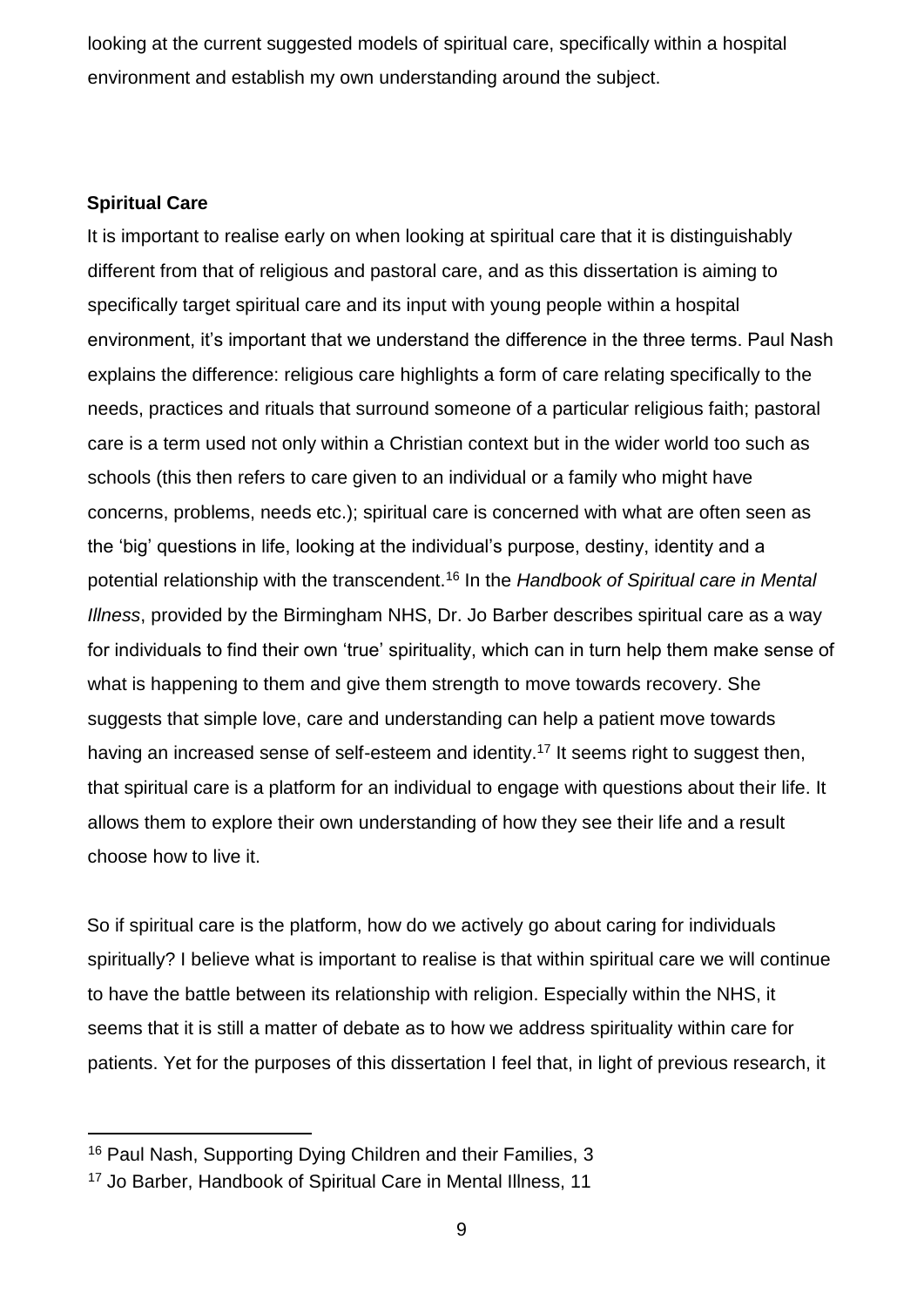looking at the current suggested models of spiritual care, specifically within a hospital environment and establish my own understanding around the subject.

**Spiritual Care**

It is important to realise early on when looking at spiritual care that it is distinguishably different from that of religious and pastoral care, and as this dissertation is aiming to specifically target spiritual care and its input with young people within a hospital environment, it's important that we understand the difference in the three terms. Paul Nash explains the difference: religious care highlights a form of care relating specifically to the needs, practices and rituals that surround someone of a particular religious faith; pastoral care is a term used not only within a Christian context but in the wider world too such as schools (this then refers to care given to an individual or a family who might have concerns, problems, needs etc.); spiritual care is concerned with what are often seen as the 'big' questions in life, looking at the individual's purpose, destiny, identity and a potential relationship with the transcendent.[16] In the *Handbook of Spiritual care in Mental Illness*, provided by the Birmingham NHS, Dr. Jo Barber describes spiritual care as a way for individuals to find their own 'true' spirituality, which can in turn help them make sense of what is happening to them and give them strength to move towards recovery. She suggests that simple love, care and understanding can help a patient move towards having an increased sense of self-esteem and identity.[17] It seems right to suggest then, that spiritual care is a platform for an individual to engage with questions about their life. It allows them to explore their own understanding of how they see their life and a result choose how to live it.

So if spiritual care is the platform, how do we actively go about caring for individuals spiritually? I believe what is important to realise is that within spiritual care we will continue to have the battle between its relationship with religion. Especially within the NHS, it seems that it is still a matter of debate as to how we address spirituality within care for patients. Yet for the purposes of this dissertation I feel that, in light of previous research, it

---

[16] Paul Nash, Supporting Dying Children and their Families, 3

[17] Jo Barber, Handbook of Spiritual Care in Mental Illness, 11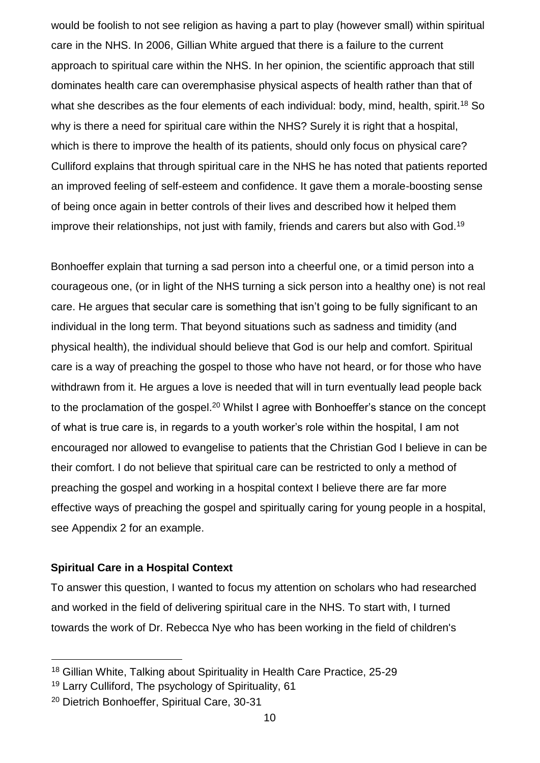would be foolish to not see religion as having a part to play (however small) within spiritual care in the NHS. In 2006, Gillian White argued that there is a failure to the current approach to spiritual care within the NHS. In her opinion, the scientific approach that still dominates health care can overemphasise physical aspects of health rather than that of what she describes as the four elements of each individual: body, mind, health, spirit.[18] So why is there a need for spiritual care within the NHS? Surely it is right that a hospital, which is there to improve the health of its patients, should only focus on physical care? Culliford explains that through spiritual care in the NHS he has noted that patients reported an improved feeling of self-esteem and confidence. It gave them a morale-boosting sense of being once again in better controls of their lives and described how it helped them improve their relationships, not just with family, friends and carers but also with God.[19]

Bonhoeffer explain that turning a sad person into a cheerful one, or a timid person into a courageous one, (or in light of the NHS turning a sick person into a healthy one) is not real care. He argues that secular care is something that isn't going to be fully significant to an individual in the long term. That beyond situations such as sadness and timidity (and physical health), the individual should believe that God is our help and comfort. Spiritual care is a way of preaching the gospel to those who have not heard, or for those who have withdrawn from it. He argues a love is needed that will in turn eventually lead people back to the proclamation of the gospel.[20] Whilst I agree with Bonhoeffer's stance on the concept of what is true care is, in regards to a youth worker's role within the hospital, I am not encouraged nor allowed to evangelise to patients that the Christian God I believe in can be their comfort. I do not believe that spiritual care can be restricted to only a method of preaching the gospel and working in a hospital context I believe there are far more effective ways of preaching the gospel and spiritually caring for young people in a hospital, see Appendix 2 for an example.

### Spiritual Care in a Hospital Context

To answer this question, I wanted to focus my attention on scholars who had researched and worked in the field of delivering spiritual care in the NHS. To start with, I turned towards the work of Dr. Rebecca Nye who has been working in the field of children's

---

[18] Gillian White, Talking about Spirituality in Health Care Practice, 25-29

[19] Larry Culliford, The psychology of Spirituality, 61

[20] Dietrich Bonhoeffer, Spiritual Care, 30-31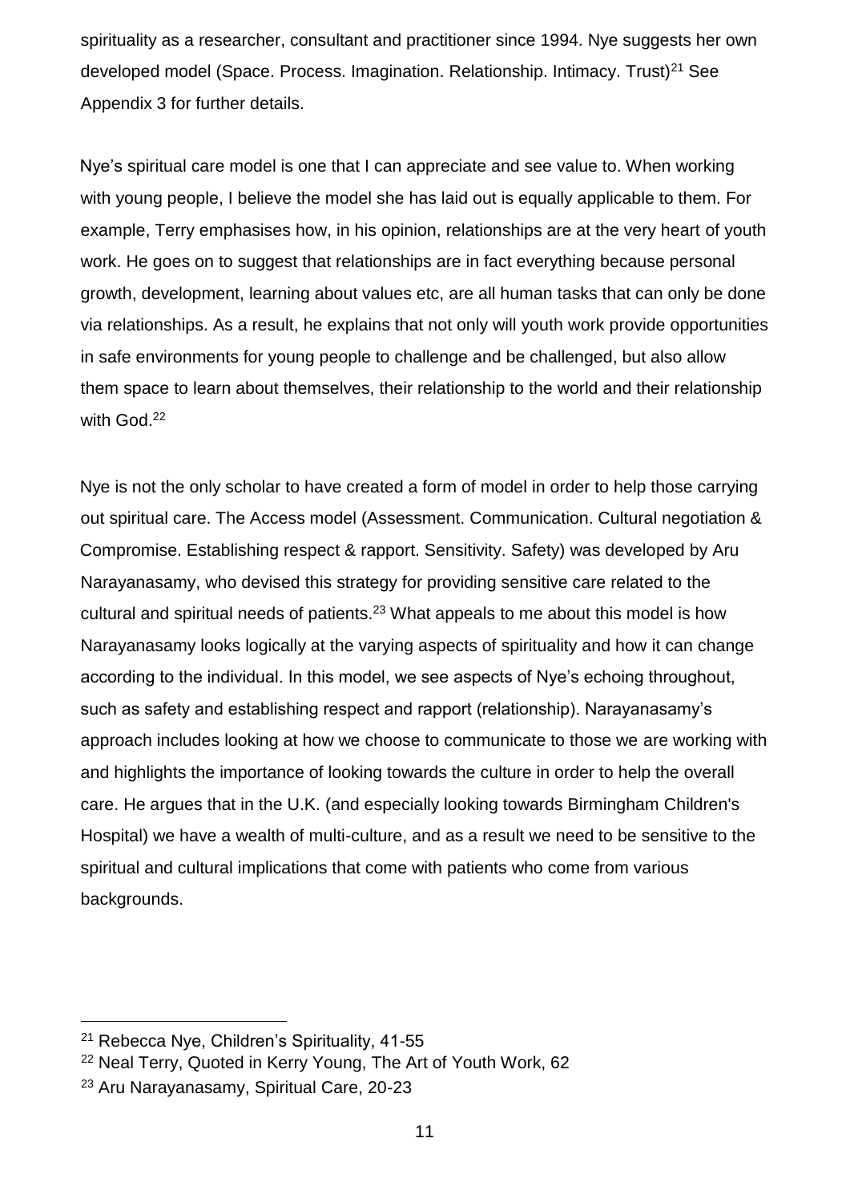spirituality as a researcher, consultant and practitioner since 1994. Nye suggests her own developed model (Space. Process. Imagination. Relationship. Intimacy. Trust)[21] See Appendix 3 for further details.

Nye's spiritual care model is one that I can appreciate and see value to. When working with young people, I believe the model she has laid out is equally applicable to them. For example, Terry emphasises how, in his opinion, relationships are at the very heart of youth work. He goes on to suggest that relationships are in fact everything because personal growth, development, learning about values etc, are all human tasks that can only be done via relationships. As a result, he explains that not only will youth work provide opportunities in safe environments for young people to challenge and be challenged, but also allow them space to learn about themselves, their relationship to the world and their relationship with God.[22]

Nye is not the only scholar to have created a form of model in order to help those carrying out spiritual care. The Access model (Assessment. Communication. Cultural negotiation & Compromise. Establishing respect & rapport. Sensitivity. Safety) was developed by Aru Narayanasamy, who devised this strategy for providing sensitive care related to the cultural and spiritual needs of patients.[23] What appeals to me about this model is how Narayanasamy looks logically at the varying aspects of spirituality and how it can change according to the individual. In this model, we see aspects of Nye's echoing throughout, such as safety and establishing respect and rapport (relationship). Narayanasamy's approach includes looking at how we choose to communicate to those we are working with and highlights the importance of looking towards the culture in order to help the overall care. He argues that in the U.K. (and especially looking towards Birmingham Children's Hospital) we have a wealth of multi-culture, and as a result we need to be sensitive to the spiritual and cultural implications that come with patients who come from various backgrounds.

[21] Rebecca Nye, Children's Spirituality, 41-55

[22] Neal Terry, Quoted in Kerry Young, The Art of Youth Work, 62

[23] Aru Narayanasamy, Spiritual Care, 20-23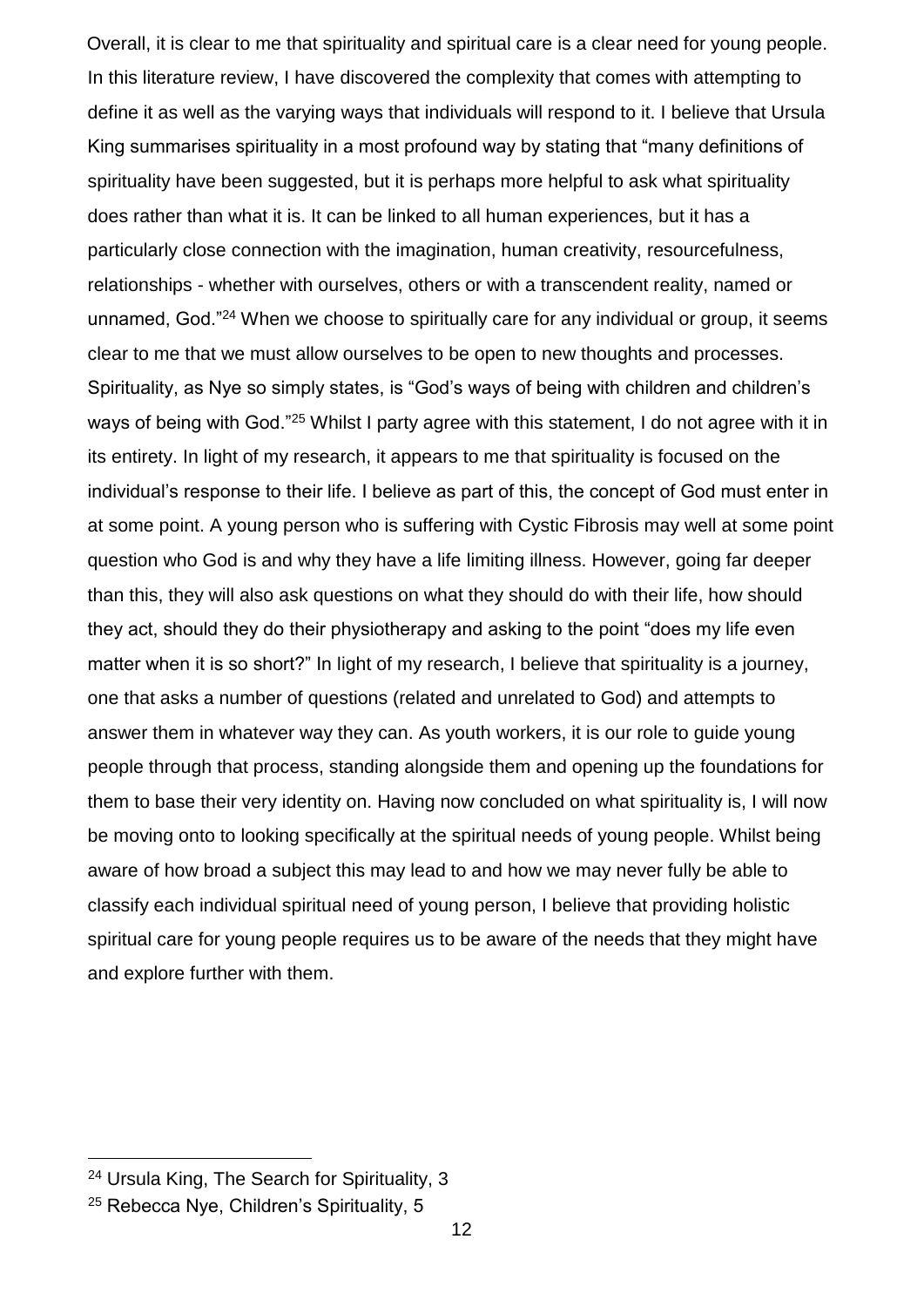Overall, it is clear to me that spirituality and spiritual care is a clear need for young people. In this literature review, I have discovered the complexity that comes with attempting to define it as well as the varying ways that individuals will respond to it. I believe that Ursula King summarises spirituality in a most profound way by stating that "many definitions of spirituality have been suggested, but it is perhaps more helpful to ask what spirituality does rather than what it is. It can be linked to all human experiences, but it has a particularly close connection with the imagination, human creativity, resourcefulness, relationships - whether with ourselves, others or with a transcendent reality, named or unnamed, God."[24] When we choose to spiritually care for any individual or group, it seems clear to me that we must allow ourselves to be open to new thoughts and processes. Spirituality, as Nye so simply states, is "God's ways of being with children and children's ways of being with God."[25] Whilst I party agree with this statement, I do not agree with it in its entirety. In light of my research, it appears to me that spirituality is focused on the individual's response to their life. I believe as part of this, the concept of God must enter in at some point. A young person who is suffering with Cystic Fibrosis may well at some point question who God is and why they have a life limiting illness. However, going far deeper than this, they will also ask questions on what they should do with their life, how should they act, should they do their physiotherapy and asking to the point "does my life even matter when it is so short?" In light of my research, I believe that spirituality is a journey, one that asks a number of questions (related and unrelated to God) and attempts to answer them in whatever way they can. As youth workers, it is our role to guide young people through that process, standing alongside them and opening up the foundations for them to base their very identity on. Having now concluded on what spirituality is, I will now be moving onto to looking specifically at the spiritual needs of young people. Whilst being aware of how broad a subject this may lead to and how we may never fully be able to classify each individual spiritual need of young person, I believe that providing holistic spiritual care for young people requires us to be aware of the needs that they might have and explore further with them.

---

[24] Ursula King, The Search for Spirituality, 3

[25] Rebecca Nye, Children's Spirituality, 5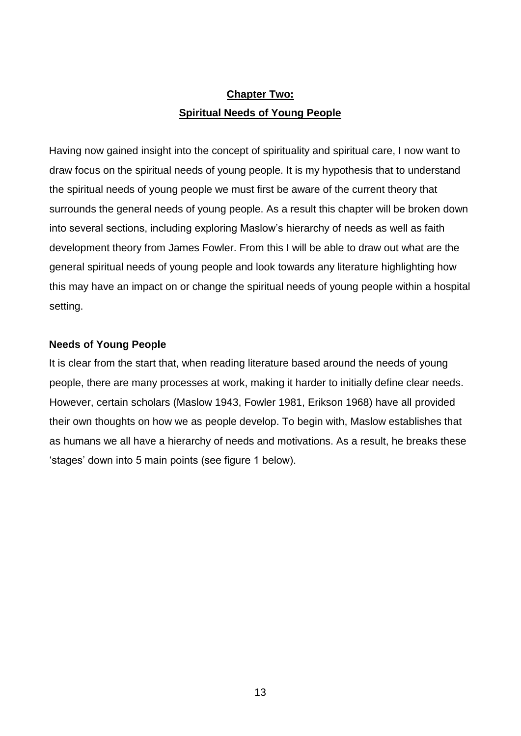# Chapter Two:
# Spiritual Needs of Young People

Having now gained insight into the concept of spirituality and spiritual care, I now want to draw focus on the spiritual needs of young people. It is my hypothesis that to understand the spiritual needs of young people we must first be aware of the current theory that surrounds the general needs of young people. As a result this chapter will be broken down into several sections, including exploring Maslow's hierarchy of needs as well as faith development theory from James Fowler. From this I will be able to draw out what are the general spiritual needs of young people and look towards any literature highlighting how this may have an impact on or change the spiritual needs of young people within a hospital setting.

## Needs of Young People

It is clear from the start that, when reading literature based around the needs of young people, there are many processes at work, making it harder to initially define clear needs. However, certain scholars (Maslow 1943, Fowler 1981, Erikson 1968) have all provided their own thoughts on how we as people develop. To begin with, Maslow establishes that as humans we all have a hierarchy of needs and motivations. As a result, he breaks these 'stages' down into 5 main points (see figure 1 below).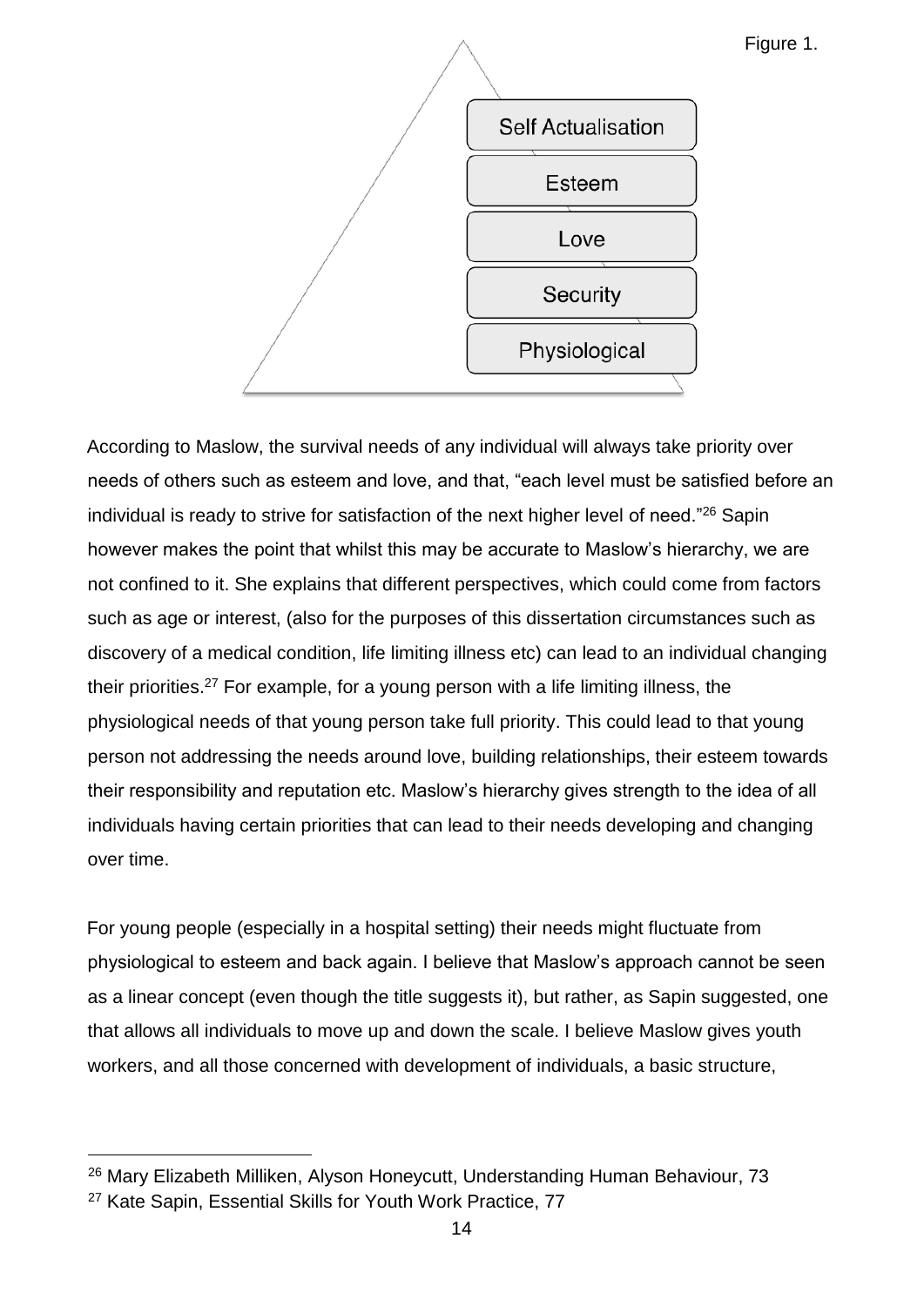Figure 1.

- Self Actualisation
- Esteem
- Love
- Security
- Physiological

According to Maslow, the survival needs of any individual will always take priority over needs of others such as esteem and love, and that, "each level must be satisfied before an individual is ready to strive for satisfaction of the next higher level of need."[26] Sapin however makes the point that whilst this may be accurate to Maslow's hierarchy, we are not confined to it. She explains that different perspectives, which could come from factors such as age or interest, (also for the purposes of this dissertation circumstances such as discovery of a medical condition, life limiting illness etc) can lead to an individual changing their priorities.[27] For example, for a young person with a life limiting illness, the physiological needs of that young person take full priority. This could lead to that young person not addressing the needs around love, building relationships, their esteem towards their responsibility and reputation etc. Maslow's hierarchy gives strength to the idea of all individuals having certain priorities that can lead to their needs developing and changing over time.

For young people (especially in a hospital setting) their needs might fluctuate from physiological to esteem and back again. I believe that Maslow's approach cannot be seen as a linear concept (even though the title suggests it), but rather, as Sapin suggested, one that allows all individuals to move up and down the scale. I believe Maslow gives youth workers, and all those concerned with development of individuals, a basic structure,

[26] Mary Elizabeth Milliken, Alyson Honeycutt, Understanding Human Behaviour, 73

[27] Kate Sapin, Essential Skills for Youth Work Practice, 77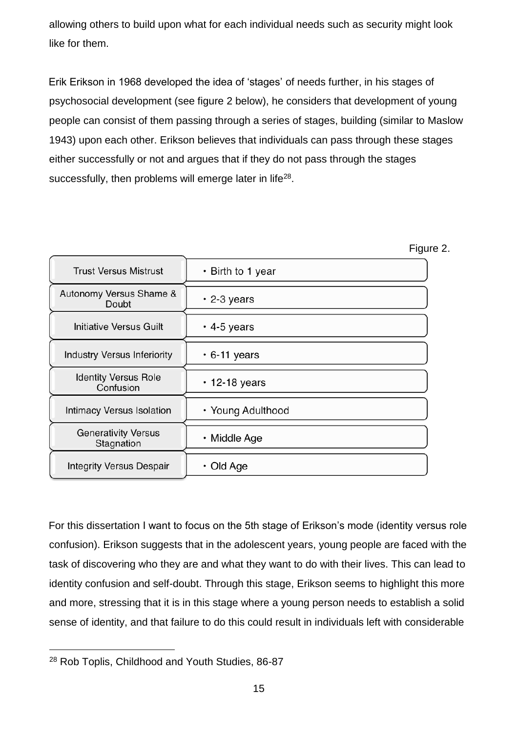allowing others to build upon what for each individual needs such as security might look like for them.

Erik Erikson in 1968 developed the idea of 'stages' of needs further, in his stages of psychosocial development (see figure 2 below), he considers that development of young people can consist of them passing through a series of stages, building (similar to Maslow 1943) upon each other. Erikson believes that individuals can pass through these stages either successfully or not and argues that if they do not pass through the stages successfully, then problems will emerge later in life[28].

Figure 2.

| Stage | Age |
|---|---|
| Trust Versus Mistrust | • Birth to 1 year |
| Autonomy Versus Shame & Doubt | • 2-3 years |
| Initiative Versus Guilt | • 4-5 years |
| Industry Versus Inferiority | • 6-11 years |
| Identity Versus Role Confusion | • 12-18 years |
| Intimacy Versus Isolation | • Young Adulthood |
| Generativity Versus Stagnation | • Middle Age |
| Integrity Versus Despair | • Old Age |

For this dissertation I want to focus on the 5th stage of Erikson's mode (identity versus role confusion). Erikson suggests that in the adolescent years, young people are faced with the task of discovering who they are and what they want to do with their lives. This can lead to identity confusion and self-doubt. Through this stage, Erikson seems to highlight this more and more, stressing that it is in this stage where a young person needs to establish a solid sense of identity, and that failure to do this could result in individuals left with considerable

[28] Rob Toplis, Childhood and Youth Studies, 86-87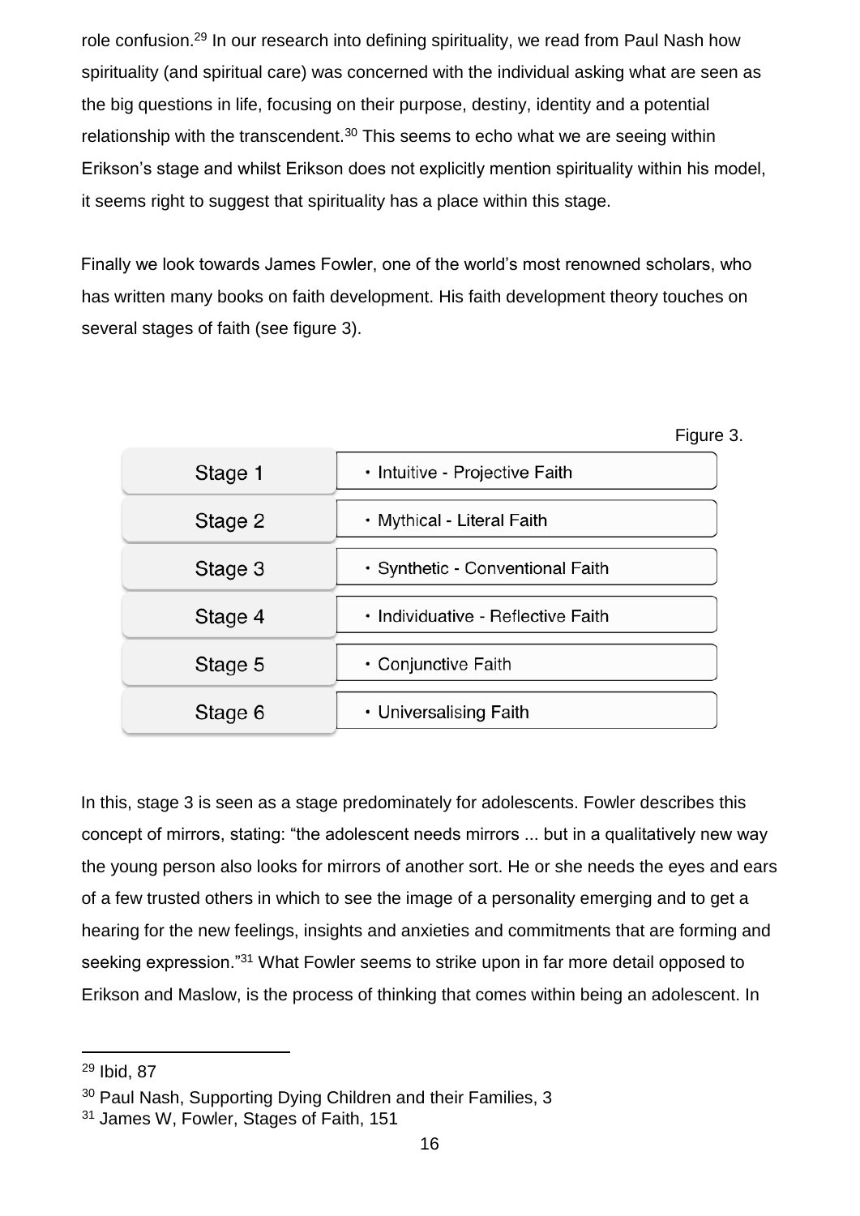role confusion.[29] In our research into defining spirituality, we read from Paul Nash how spirituality (and spiritual care) was concerned with the individual asking what are seen as the big questions in life, focusing on their purpose, destiny, identity and a potential relationship with the transcendent.[30] This seems to echo what we are seeing within Erikson's stage and whilst Erikson does not explicitly mention spirituality within his model, it seems right to suggest that spirituality has a place within this stage.

Finally we look towards James Fowler, one of the world's most renowned scholars, who has written many books on faith development. His faith development theory touches on several stages of faith (see figure 3).

Figure 3.

| Stage | Faith |
|---|---|
| Stage 1 | • Intuitive - Projective Faith |
| Stage 2 | • Mythical - Literal Faith |
| Stage 3 | • Synthetic - Conventional Faith |
| Stage 4 | • Individuative - Reflective Faith |
| Stage 5 | • Conjunctive Faith |
| Stage 6 | • Universalising Faith |

In this, stage 3 is seen as a stage predominately for adolescents. Fowler describes this concept of mirrors, stating: "the adolescent needs mirrors ... but in a qualitatively new way the young person also looks for mirrors of another sort. He or she needs the eyes and ears of a few trusted others in which to see the image of a personality emerging and to get a hearing for the new feelings, insights and anxieties and commitments that are forming and seeking expression."[31] What Fowler seems to strike upon in far more detail opposed to Erikson and Maslow, is the process of thinking that comes within being an adolescent. In

---

[29] Ibid, 87

[30] Paul Nash, Supporting Dying Children and their Families, 3

[31] James W, Fowler, Stages of Faith, 151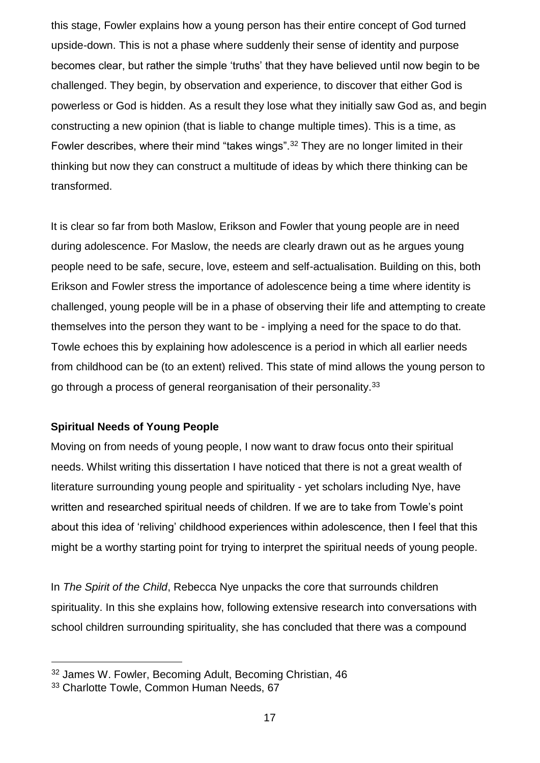this stage, Fowler explains how a young person has their entire concept of God turned upside-down. This is not a phase where suddenly their sense of identity and purpose becomes clear, but rather the simple 'truths' that they have believed until now begin to be challenged. They begin, by observation and experience, to discover that either God is powerless or God is hidden. As a result they lose what they initially saw God as, and begin constructing a new opinion (that is liable to change multiple times). This is a time, as Fowler describes, where their mind "takes wings".[32] They are no longer limited in their thinking but now they can construct a multitude of ideas by which there thinking can be transformed.

It is clear so far from both Maslow, Erikson and Fowler that young people are in need during adolescence. For Maslow, the needs are clearly drawn out as he argues young people need to be safe, secure, love, esteem and self-actualisation. Building on this, both Erikson and Fowler stress the importance of adolescence being a time where identity is challenged, young people will be in a phase of observing their life and attempting to create themselves into the person they want to be - implying a need for the space to do that. Towle echoes this by explaining how adolescence is a period in which all earlier needs from childhood can be (to an extent) relived. This state of mind allows the young person to go through a process of general reorganisation of their personality.[33]

**Spiritual Needs of Young People**

Moving on from needs of young people, I now want to draw focus onto their spiritual needs. Whilst writing this dissertation I have noticed that there is not a great wealth of literature surrounding young people and spirituality - yet scholars including Nye, have written and researched spiritual needs of children. If we are to take from Towle's point about this idea of 'reliving' childhood experiences within adolescence, then I feel that this might be a worthy starting point for trying to interpret the spiritual needs of young people.

In *The Spirit of the Child*, Rebecca Nye unpacks the core that surrounds children spirituality. In this she explains how, following extensive research into conversations with school children surrounding spirituality, she has concluded that there was a compound

---

[32] James W. Fowler, Becoming Adult, Becoming Christian, 46

[33] Charlotte Towle, Common Human Needs, 67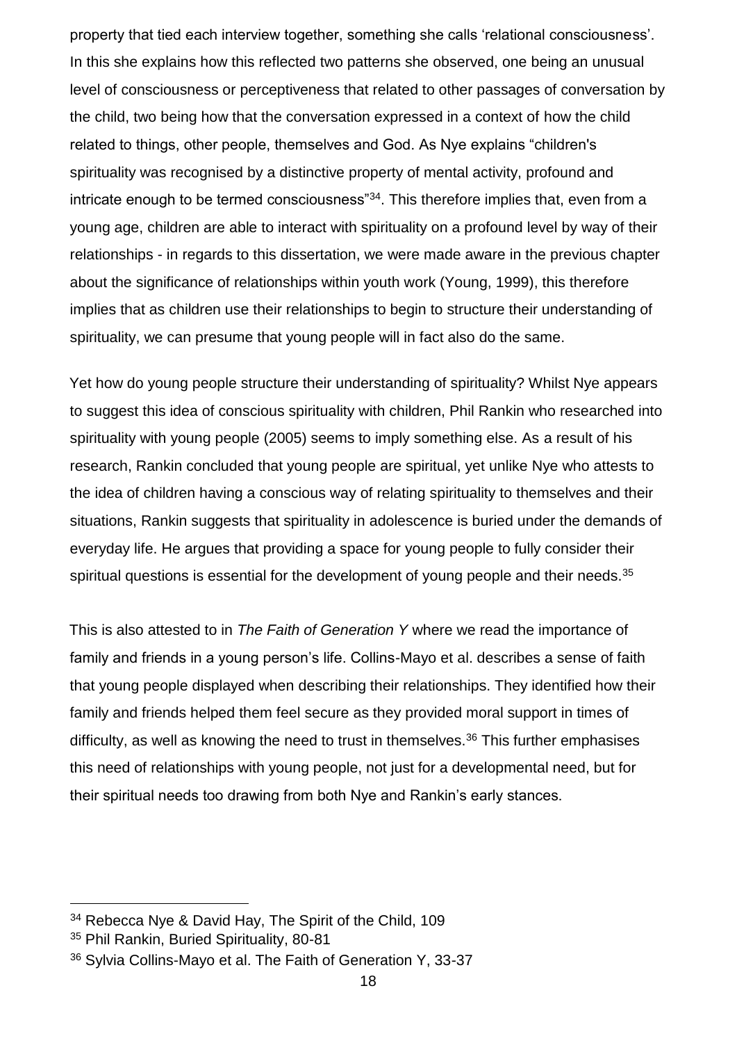property that tied each interview together, something she calls 'relational consciousness'. In this she explains how this reflected two patterns she observed, one being an unusual level of consciousness or perceptiveness that related to other passages of conversation by the child, two being how that the conversation expressed in a context of how the child related to things, other people, themselves and God. As Nye explains "children's spirituality was recognised by a distinctive property of mental activity, profound and intricate enough to be termed consciousness"[34]. This therefore implies that, even from a young age, children are able to interact with spirituality on a profound level by way of their relationships - in regards to this dissertation, we were made aware in the previous chapter about the significance of relationships within youth work (Young, 1999), this therefore implies that as children use their relationships to begin to structure their understanding of spirituality, we can presume that young people will in fact also do the same.

Yet how do young people structure their understanding of spirituality? Whilst Nye appears to suggest this idea of conscious spirituality with children, Phil Rankin who researched into spirituality with young people (2005) seems to imply something else. As a result of his research, Rankin concluded that young people are spiritual, yet unlike Nye who attests to the idea of children having a conscious way of relating spirituality to themselves and their situations, Rankin suggests that spirituality in adolescence is buried under the demands of everyday life. He argues that providing a space for young people to fully consider their spiritual questions is essential for the development of young people and their needs.[35]

This is also attested to in *The Faith of Generation Y* where we read the importance of family and friends in a young person's life. Collins-Mayo et al. describes a sense of faith that young people displayed when describing their relationships. They identified how their family and friends helped them feel secure as they provided moral support in times of difficulty, as well as knowing the need to trust in themselves.[36] This further emphasises this need of relationships with young people, not just for a developmental need, but for their spiritual needs too drawing from both Nye and Rankin's early stances.

---

[34] Rebecca Nye & David Hay, The Spirit of the Child, 109

[35] Phil Rankin, Buried Spirituality, 80-81

[36] Sylvia Collins-Mayo et al. The Faith of Generation Y, 33-37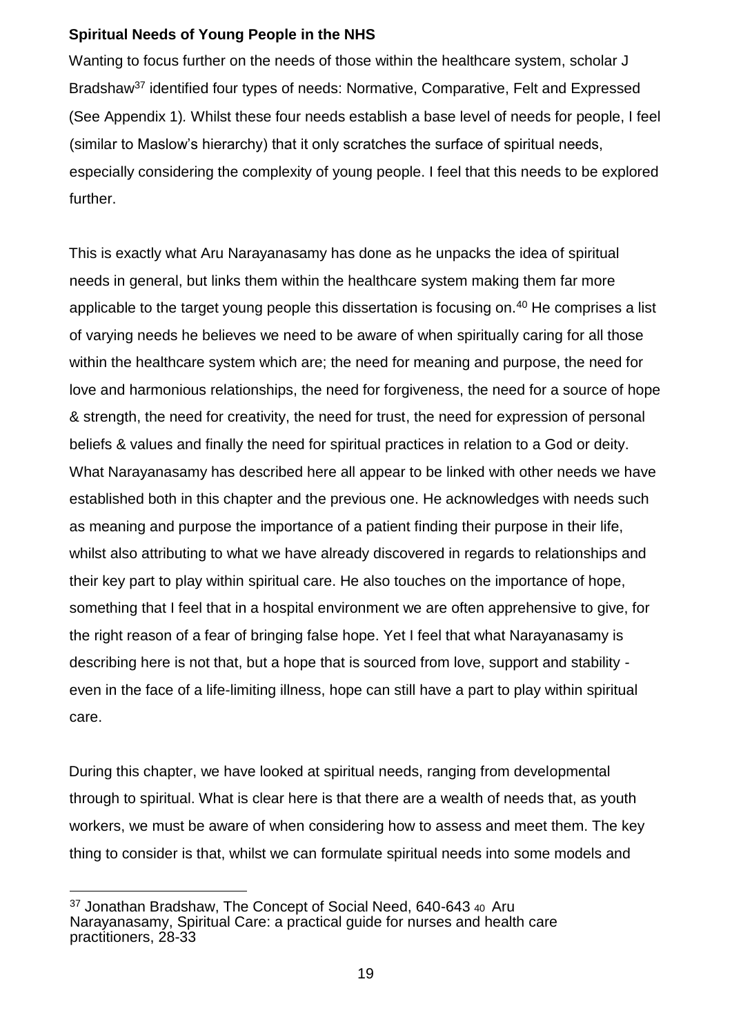**Spiritual Needs of Young People in the NHS**

Wanting to focus further on the needs of those within the healthcare system, scholar J Bradshaw[37] identified four types of needs: Normative, Comparative, Felt and Expressed (See Appendix 1). Whilst these four needs establish a base level of needs for people, I feel (similar to Maslow's hierarchy) that it only scratches the surface of spiritual needs, especially considering the complexity of young people. I feel that this needs to be explored further.

This is exactly what Aru Narayanasamy has done as he unpacks the idea of spiritual needs in general, but links them within the healthcare system making them far more applicable to the target young people this dissertation is focusing on.[40] He comprises a list of varying needs he believes we need to be aware of when spiritually caring for all those within the healthcare system which are; the need for meaning and purpose, the need for love and harmonious relationships, the need for forgiveness, the need for a source of hope & strength, the need for creativity, the need for trust, the need for expression of personal beliefs & values and finally the need for spiritual practices in relation to a God or deity. What Narayanasamy has described here all appear to be linked with other needs we have established both in this chapter and the previous one. He acknowledges with needs such as meaning and purpose the importance of a patient finding their purpose in their life, whilst also attributing to what we have already discovered in regards to relationships and their key part to play within spiritual care. He also touches on the importance of hope, something that I feel that in a hospital environment we are often apprehensive to give, for the right reason of a fear of bringing false hope. Yet I feel that what Narayanasamy is describing here is not that, but a hope that is sourced from love, support and stability - even in the face of a life-limiting illness, hope can still have a part to play within spiritual care.

During this chapter, we have looked at spiritual needs, ranging from developmental through to spiritual. What is clear here is that there are a wealth of needs that, as youth workers, we must be aware of when considering how to assess and meet them. The key thing to consider is that, whilst we can formulate spiritual needs into some models and

---

[37] Jonathan Bradshaw, The Concept of Social Need, 640-643

[40] Aru Narayanasamy, Spiritual Care: a practical guide for nurses and health care practitioners, 28-33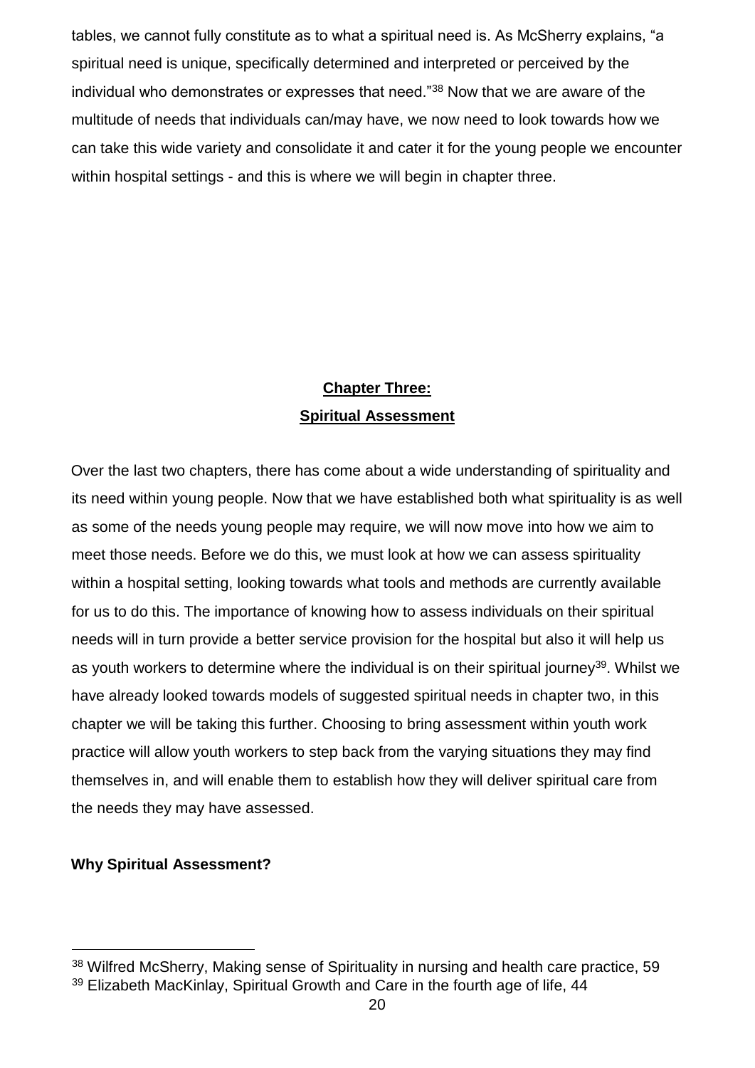tables, we cannot fully constitute as to what a spiritual need is. As McSherry explains, "a spiritual need is unique, specifically determined and interpreted or perceived by the individual who demonstrates or expresses that need."[38] Now that we are aware of the multitude of needs that individuals can/may have, we now need to look towards how we can take this wide variety and consolidate it and cater it for the young people we encounter within hospital settings - and this is where we will begin in chapter three.

# Chapter Three:
# Spiritual Assessment

Over the last two chapters, there has come about a wide understanding of spirituality and its need within young people. Now that we have established both what spirituality is as well as some of the needs young people may require, we will now move into how we aim to meet those needs. Before we do this, we must look at how we can assess spirituality within a hospital setting, looking towards what tools and methods are currently available for us to do this. The importance of knowing how to assess individuals on their spiritual needs will in turn provide a better service provision for the hospital but also it will help us as youth workers to determine where the individual is on their spiritual journey[39]. Whilst we have already looked towards models of suggested spiritual needs in chapter two, in this chapter we will be taking this further. Choosing to bring assessment within youth work practice will allow youth workers to step back from the varying situations they may find themselves in, and will enable them to establish how they will deliver spiritual care from the needs they may have assessed.

**Why Spiritual Assessment?**

[38] Wilfred McSherry, Making sense of Spirituality in nursing and health care practice, 59
[39] Elizabeth MacKinlay, Spiritual Growth and Care in the fourth age of life, 44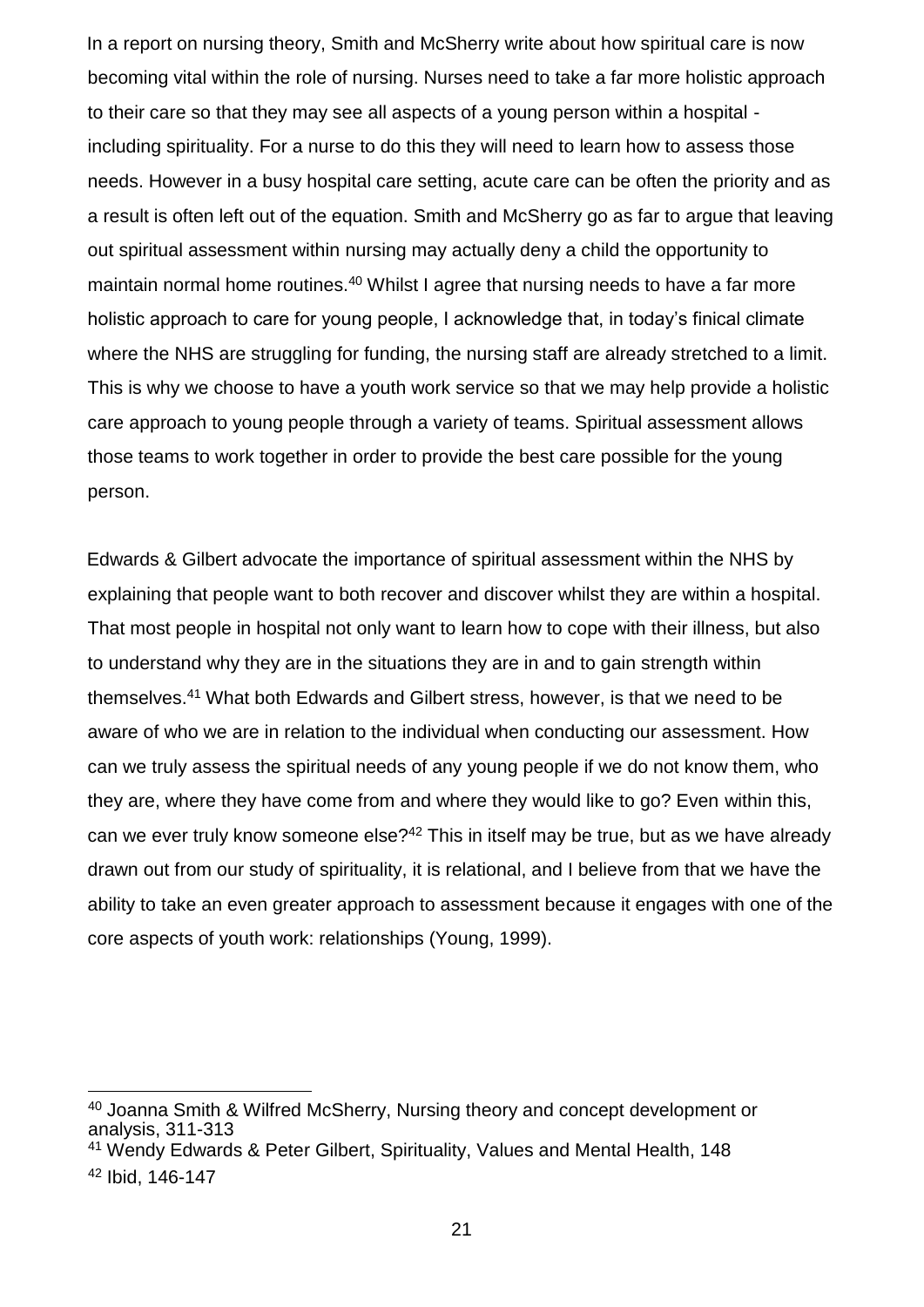In a report on nursing theory, Smith and McSherry write about how spiritual care is now becoming vital within the role of nursing. Nurses need to take a far more holistic approach to their care so that they may see all aspects of a young person within a hospital - including spirituality. For a nurse to do this they will need to learn how to assess those needs. However in a busy hospital care setting, acute care can be often the priority and as a result is often left out of the equation. Smith and McSherry go as far to argue that leaving out spiritual assessment within nursing may actually deny a child the opportunity to maintain normal home routines.[40] Whilst I agree that nursing needs to have a far more holistic approach to care for young people, I acknowledge that, in today's finical climate where the NHS are struggling for funding, the nursing staff are already stretched to a limit. This is why we choose to have a youth work service so that we may help provide a holistic care approach to young people through a variety of teams. Spiritual assessment allows those teams to work together in order to provide the best care possible for the young person.

Edwards & Gilbert advocate the importance of spiritual assessment within the NHS by explaining that people want to both recover and discover whilst they are within a hospital. That most people in hospital not only want to learn how to cope with their illness, but also to understand why they are in the situations they are in and to gain strength within themselves.[41] What both Edwards and Gilbert stress, however, is that we need to be aware of who we are in relation to the individual when conducting our assessment. How can we truly assess the spiritual needs of any young people if we do not know them, who they are, where they have come from and where they would like to go? Even within this, can we ever truly know someone else?[42] This in itself may be true, but as we have already drawn out from our study of spirituality, it is relational, and I believe from that we have the ability to take an even greater approach to assessment because it engages with one of the core aspects of youth work: relationships (Young, 1999).

---

[40] Joanna Smith & Wilfred McSherry, Nursing theory and concept development or analysis, 311-313

[41] Wendy Edwards & Peter Gilbert, Spirituality, Values and Mental Health, 148

[42] Ibid, 146-147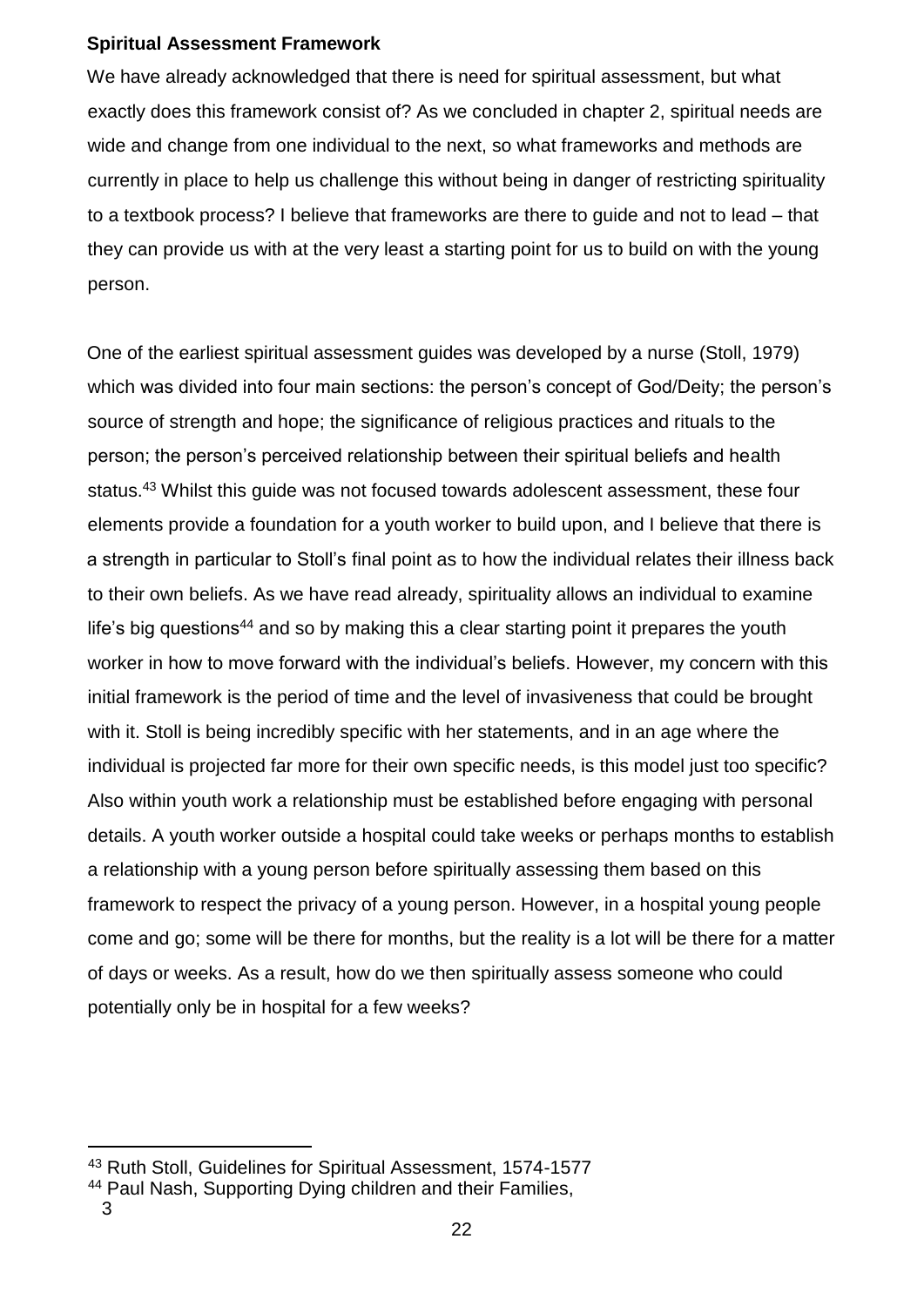**Spiritual Assessment Framework**

We have already acknowledged that there is need for spiritual assessment, but what exactly does this framework consist of? As we concluded in chapter 2, spiritual needs are wide and change from one individual to the next, so what frameworks and methods are currently in place to help us challenge this without being in danger of restricting spirituality to a textbook process? I believe that frameworks are there to guide and not to lead – that they can provide us with at the very least a starting point for us to build on with the young person.

One of the earliest spiritual assessment guides was developed by a nurse (Stoll, 1979) which was divided into four main sections: the person's concept of God/Deity; the person's source of strength and hope; the significance of religious practices and rituals to the person; the person's perceived relationship between their spiritual beliefs and health status.[43] Whilst this guide was not focused towards adolescent assessment, these four elements provide a foundation for a youth worker to build upon, and I believe that there is a strength in particular to Stoll's final point as to how the individual relates their illness back to their own beliefs. As we have read already, spirituality allows an individual to examine life's big questions[44] and so by making this a clear starting point it prepares the youth worker in how to move forward with the individual's beliefs. However, my concern with this initial framework is the period of time and the level of invasiveness that could be brought with it. Stoll is being incredibly specific with her statements, and in an age where the individual is projected far more for their own specific needs, is this model just too specific? Also within youth work a relationship must be established before engaging with personal details. A youth worker outside a hospital could take weeks or perhaps months to establish a relationship with a young person before spiritually assessing them based on this framework to respect the privacy of a young person. However, in a hospital young people come and go; some will be there for months, but the reality is a lot will be there for a matter of days or weeks. As a result, how do we then spiritually assess someone who could potentially only be in hospital for a few weeks?

---

[43] Ruth Stoll, Guidelines for Spiritual Assessment, 1574-1577

[44] Paul Nash, Supporting Dying children and their Families, 3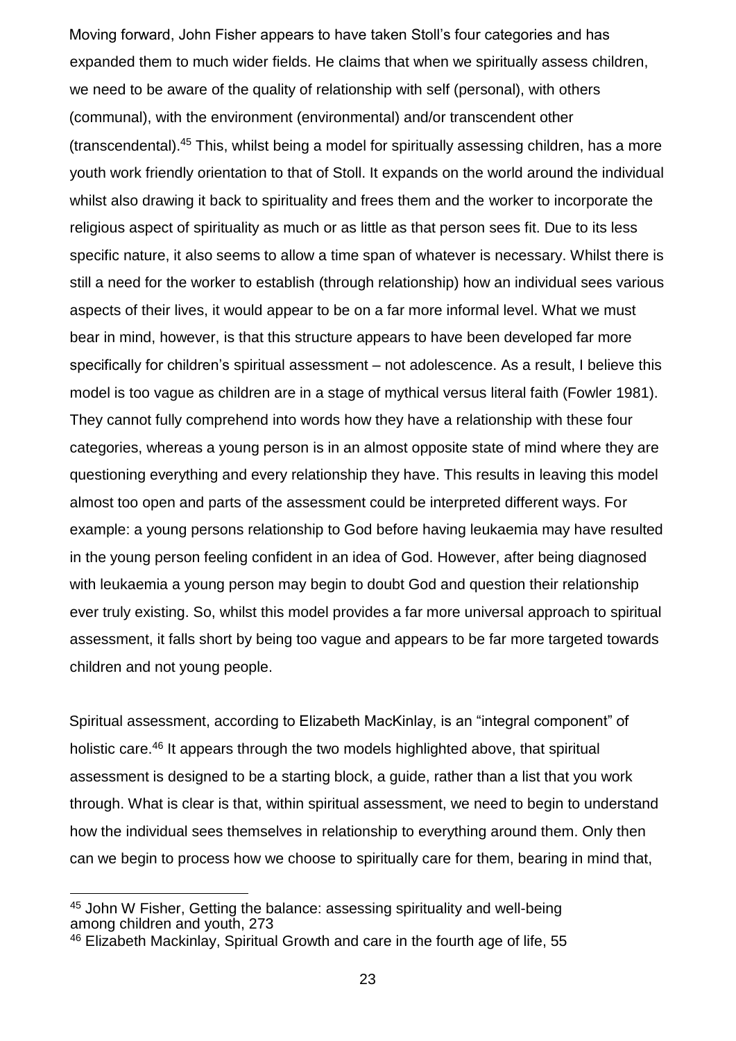Moving forward, John Fisher appears to have taken Stoll's four categories and has expanded them to much wider fields. He claims that when we spiritually assess children, we need to be aware of the quality of relationship with self (personal), with others (communal), with the environment (environmental) and/or transcendent other (transcendental).[45] This, whilst being a model for spiritually assessing children, has a more youth work friendly orientation to that of Stoll. It expands on the world around the individual whilst also drawing it back to spirituality and frees them and the worker to incorporate the religious aspect of spirituality as much or as little as that person sees fit. Due to its less specific nature, it also seems to allow a time span of whatever is necessary. Whilst there is still a need for the worker to establish (through relationship) how an individual sees various aspects of their lives, it would appear to be on a far more informal level. What we must bear in mind, however, is that this structure appears to have been developed far more specifically for children's spiritual assessment – not adolescence. As a result, I believe this model is too vague as children are in a stage of mythical versus literal faith (Fowler 1981). They cannot fully comprehend into words how they have a relationship with these four categories, whereas a young person is in an almost opposite state of mind where they are questioning everything and every relationship they have. This results in leaving this model almost too open and parts of the assessment could be interpreted different ways. For example: a young persons relationship to God before having leukaemia may have resulted in the young person feeling confident in an idea of God. However, after being diagnosed with leukaemia a young person may begin to doubt God and question their relationship ever truly existing. So, whilst this model provides a far more universal approach to spiritual assessment, it falls short by being too vague and appears to be far more targeted towards children and not young people.

Spiritual assessment, according to Elizabeth MacKinlay, is an "integral component" of holistic care.[46] It appears through the two models highlighted above, that spiritual assessment is designed to be a starting block, a guide, rather than a list that you work through. What is clear is that, within spiritual assessment, we need to begin to understand how the individual sees themselves in relationship to everything around them. Only then can we begin to process how we choose to spiritually care for them, bearing in mind that,

[45] John W Fisher, Getting the balance: assessing spirituality and well-being among children and youth, 273

[46] Elizabeth Mackinlay, Spiritual Growth and care in the fourth age of life, 55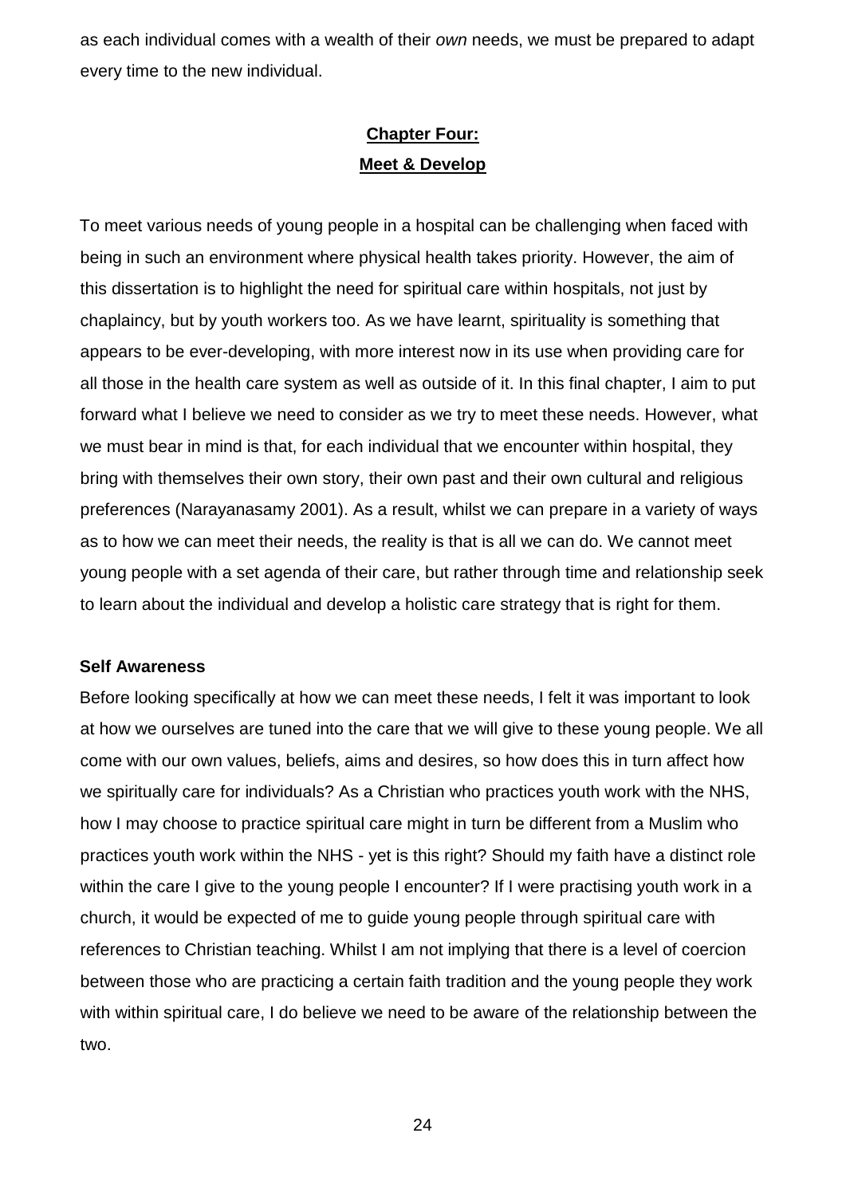as each individual comes with a wealth of their *own* needs, we must be prepared to adapt every time to the new individual.

# Chapter Four:
# Meet & Develop

To meet various needs of young people in a hospital can be challenging when faced with being in such an environment where physical health takes priority. However, the aim of this dissertation is to highlight the need for spiritual care within hospitals, not just by chaplaincy, but by youth workers too. As we have learnt, spirituality is something that appears to be ever-developing, with more interest now in its use when providing care for all those in the health care system as well as outside of it. In this final chapter, I aim to put forward what I believe we need to consider as we try to meet these needs. However, what we must bear in mind is that, for each individual that we encounter within hospital, they bring with themselves their own story, their own past and their own cultural and religious preferences (Narayanasamy 2001). As a result, whilst we can prepare in a variety of ways as to how we can meet their needs, the reality is that is all we can do. We cannot meet young people with a set agenda of their care, but rather through time and relationship seek to learn about the individual and develop a holistic care strategy that is right for them.

**Self Awareness**

Before looking specifically at how we can meet these needs, I felt it was important to look at how we ourselves are tuned into the care that we will give to these young people. We all come with our own values, beliefs, aims and desires, so how does this in turn affect how we spiritually care for individuals? As a Christian who practices youth work with the NHS, how I may choose to practice spiritual care might in turn be different from a Muslim who practices youth work within the NHS - yet is this right? Should my faith have a distinct role within the care I give to the young people I encounter? If I were practising youth work in a church, it would be expected of me to guide young people through spiritual care with references to Christian teaching. Whilst I am not implying that there is a level of coercion between those who are practicing a certain faith tradition and the young people they work with within spiritual care, I do believe we need to be aware of the relationship between the two.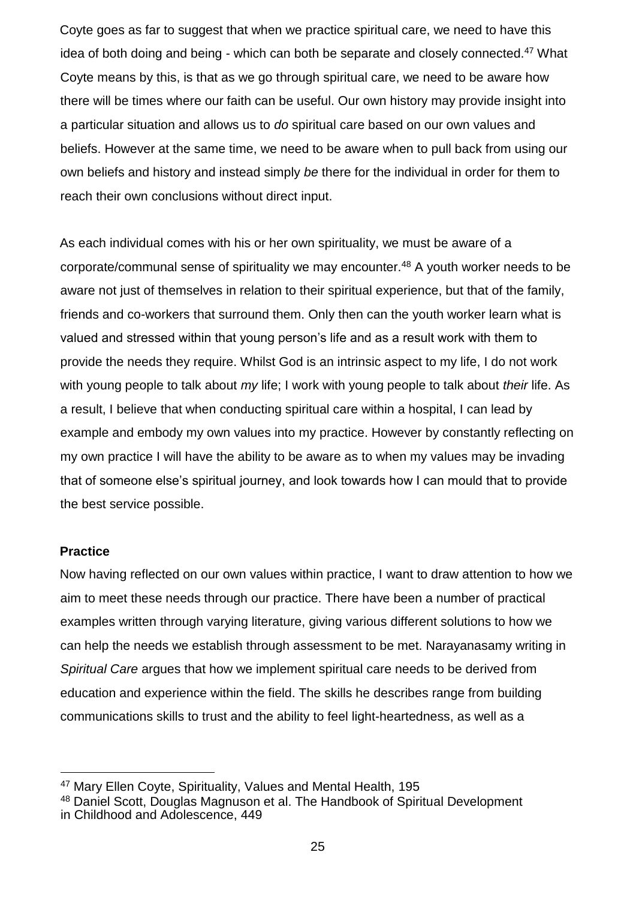Coyte goes as far to suggest that when we practice spiritual care, we need to have this idea of both doing and being - which can both be separate and closely connected.[47] What Coyte means by this, is that as we go through spiritual care, we need to be aware how there will be times where our faith can be useful. Our own history may provide insight into a particular situation and allows us to *do* spiritual care based on our own values and beliefs. However at the same time, we need to be aware when to pull back from using our own beliefs and history and instead simply *be* there for the individual in order for them to reach their own conclusions without direct input.

As each individual comes with his or her own spirituality, we must be aware of a corporate/communal sense of spirituality we may encounter.[48] A youth worker needs to be aware not just of themselves in relation to their spiritual experience, but that of the family, friends and co-workers that surround them. Only then can the youth worker learn what is valued and stressed within that young person's life and as a result work with them to provide the needs they require. Whilst God is an intrinsic aspect to my life, I do not work with young people to talk about *my* life; I work with young people to talk about *their* life. As a result, I believe that when conducting spiritual care within a hospital, I can lead by example and embody my own values into my practice. However by constantly reflecting on my own practice I will have the ability to be aware as to when my values may be invading that of someone else's spiritual journey, and look towards how I can mould that to provide the best service possible.

**Practice**

Now having reflected on our own values within practice, I want to draw attention to how we aim to meet these needs through our practice. There have been a number of practical examples written through varying literature, giving various different solutions to how we can help the needs we establish through assessment to be met. Narayanasamy writing in *Spiritual Care* argues that how we implement spiritual care needs to be derived from education and experience within the field. The skills he describes range from building communications skills to trust and the ability to feel light-heartedness, as well as a

---

[47] Mary Ellen Coyte, Spirituality, Values and Mental Health, 195

[48] Daniel Scott, Douglas Magnuson et al. The Handbook of Spiritual Development in Childhood and Adolescence, 449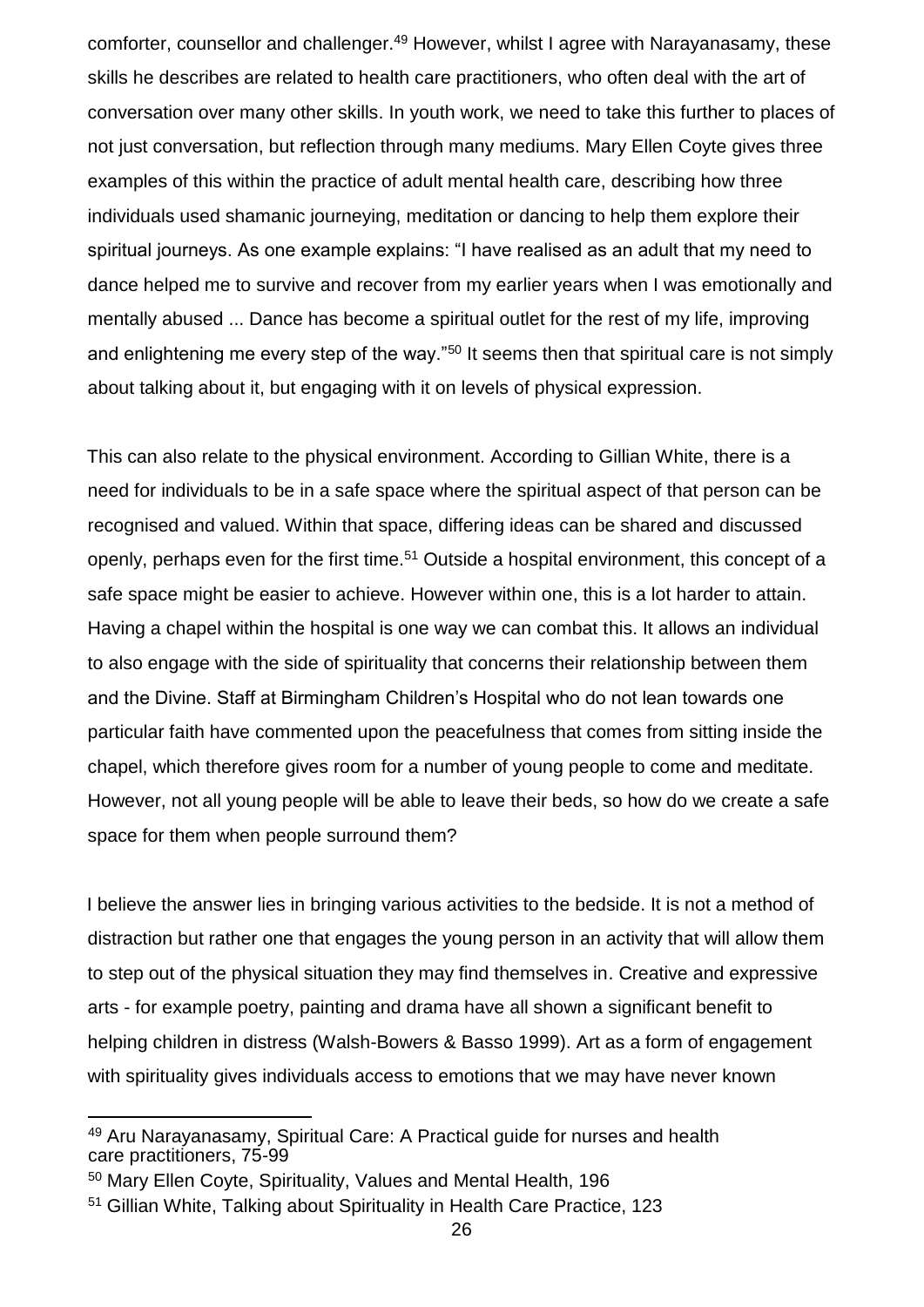comforter, counsellor and challenger.[49] However, whilst I agree with Narayanasamy, these skills he describes are related to health care practitioners, who often deal with the art of conversation over many other skills. In youth work, we need to take this further to places of not just conversation, but reflection through many mediums. Mary Ellen Coyte gives three examples of this within the practice of adult mental health care, describing how three individuals used shamanic journeying, meditation or dancing to help them explore their spiritual journeys. As one example explains: "I have realised as an adult that my need to dance helped me to survive and recover from my earlier years when I was emotionally and mentally abused ... Dance has become a spiritual outlet for the rest of my life, improving and enlightening me every step of the way."[50] It seems then that spiritual care is not simply about talking about it, but engaging with it on levels of physical expression.

This can also relate to the physical environment. According to Gillian White, there is a need for individuals to be in a safe space where the spiritual aspect of that person can be recognised and valued. Within that space, differing ideas can be shared and discussed openly, perhaps even for the first time.[51] Outside a hospital environment, this concept of a safe space might be easier to achieve. However within one, this is a lot harder to attain. Having a chapel within the hospital is one way we can combat this. It allows an individual to also engage with the side of spirituality that concerns their relationship between them and the Divine. Staff at Birmingham Children's Hospital who do not lean towards one particular faith have commented upon the peacefulness that comes from sitting inside the chapel, which therefore gives room for a number of young people to come and meditate. However, not all young people will be able to leave their beds, so how do we create a safe space for them when people surround them?

I believe the answer lies in bringing various activities to the bedside. It is not a method of distraction but rather one that engages the young person in an activity that will allow them to step out of the physical situation they may find themselves in. Creative and expressive arts - for example poetry, painting and drama have all shown a significant benefit to helping children in distress (Walsh-Bowers & Basso 1999). Art as a form of engagement with spirituality gives individuals access to emotions that we may have never known

---

[49] Aru Narayanasamy, Spiritual Care: A Practical guide for nurses and health care practitioners, 75-99

[50] Mary Ellen Coyte, Spirituality, Values and Mental Health, 196

[51] Gillian White, Talking about Spirituality in Health Care Practice, 123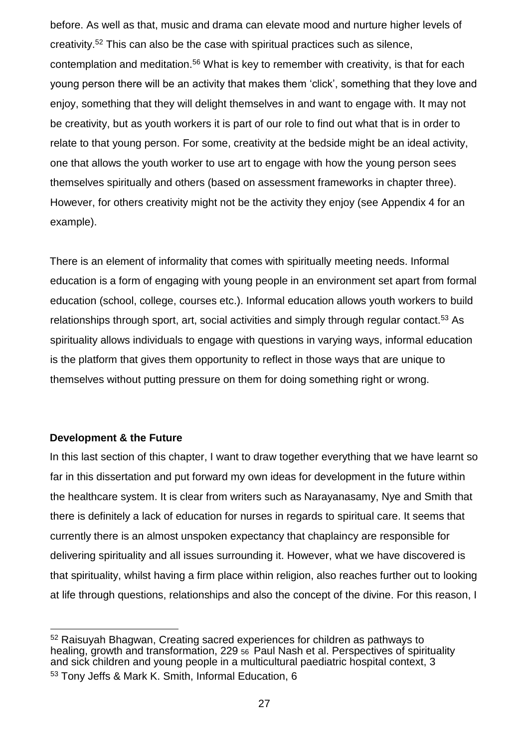before. As well as that, music and drama can elevate mood and nurture higher levels of creativity.[52] This can also be the case with spiritual practices such as silence, contemplation and meditation.[56] What is key to remember with creativity, is that for each young person there will be an activity that makes them 'click', something that they love and enjoy, something that they will delight themselves in and want to engage with. It may not be creativity, but as youth workers it is part of our role to find out what that is in order to relate to that young person. For some, creativity at the bedside might be an ideal activity, one that allows the youth worker to use art to engage with how the young person sees themselves spiritually and others (based on assessment frameworks in chapter three). However, for others creativity might not be the activity they enjoy (see Appendix 4 for an example).

There is an element of informality that comes with spiritually meeting needs. Informal education is a form of engaging with young people in an environment set apart from formal education (school, college, courses etc.). Informal education allows youth workers to build relationships through sport, art, social activities and simply through regular contact.[53] As spirituality allows individuals to engage with questions in varying ways, informal education is the platform that gives them opportunity to reflect in those ways that are unique to themselves without putting pressure on them for doing something right or wrong.

**Development & the Future**

In this last section of this chapter, I want to draw together everything that we have learnt so far in this dissertation and put forward my own ideas for development in the future within the healthcare system. It is clear from writers such as Narayanasamy, Nye and Smith that there is definitely a lack of education for nurses in regards to spiritual care. It seems that currently there is an almost unspoken expectancy that chaplaincy are responsible for delivering spirituality and all issues surrounding it. However, what we have discovered is that spirituality, whilst having a firm place within religion, also reaches further out to looking at life through questions, relationships and also the concept of the divine. For this reason, I

---

[52] Raisuyah Bhagwan, Creating sacred experiences for children as pathways to healing, growth and transformation, 229 [56] Paul Nash et al. Perspectives of spirituality and sick children and young people in a multicultural paediatric hospital context, 3

[53] Tony Jeffs & Mark K. Smith, Informal Education, 6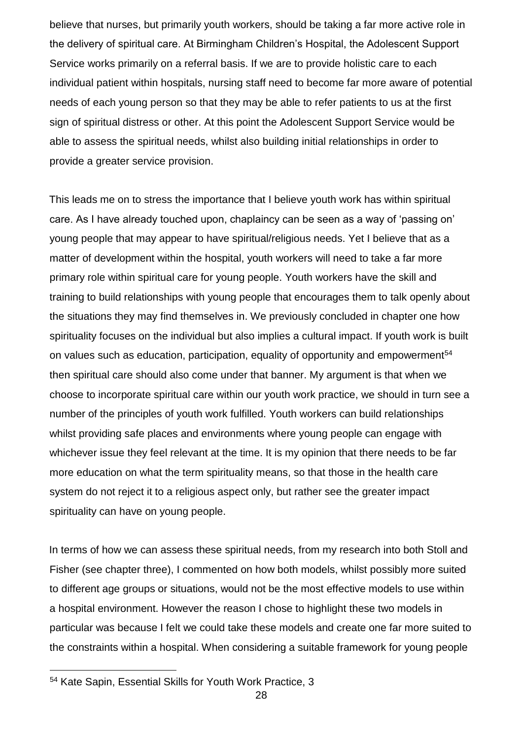believe that nurses, but primarily youth workers, should be taking a far more active role in the delivery of spiritual care. At Birmingham Children's Hospital, the Adolescent Support Service works primarily on a referral basis. If we are to provide holistic care to each individual patient within hospitals, nursing staff need to become far more aware of potential needs of each young person so that they may be able to refer patients to us at the first sign of spiritual distress or other. At this point the Adolescent Support Service would be able to assess the spiritual needs, whilst also building initial relationships in order to provide a greater service provision.

This leads me on to stress the importance that I believe youth work has within spiritual care. As I have already touched upon, chaplaincy can be seen as a way of 'passing on' young people that may appear to have spiritual/religious needs. Yet I believe that as a matter of development within the hospital, youth workers will need to take a far more primary role within spiritual care for young people. Youth workers have the skill and training to build relationships with young people that encourages them to talk openly about the situations they may find themselves in. We previously concluded in chapter one how spirituality focuses on the individual but also implies a cultural impact. If youth work is built on values such as education, participation, equality of opportunity and empowerment[54] then spiritual care should also come under that banner. My argument is that when we choose to incorporate spiritual care within our youth work practice, we should in turn see a number of the principles of youth work fulfilled. Youth workers can build relationships whilst providing safe places and environments where young people can engage with whichever issue they feel relevant at the time. It is my opinion that there needs to be far more education on what the term spirituality means, so that those in the health care system do not reject it to a religious aspect only, but rather see the greater impact spirituality can have on young people.

In terms of how we can assess these spiritual needs, from my research into both Stoll and Fisher (see chapter three), I commented on how both models, whilst possibly more suited to different age groups or situations, would not be the most effective models to use within a hospital environment. However the reason I chose to highlight these two models in particular was because I felt we could take these models and create one far more suited to the constraints within a hospital. When considering a suitable framework for young people

---

[54] Kate Sapin, Essential Skills for Youth Work Practice, 3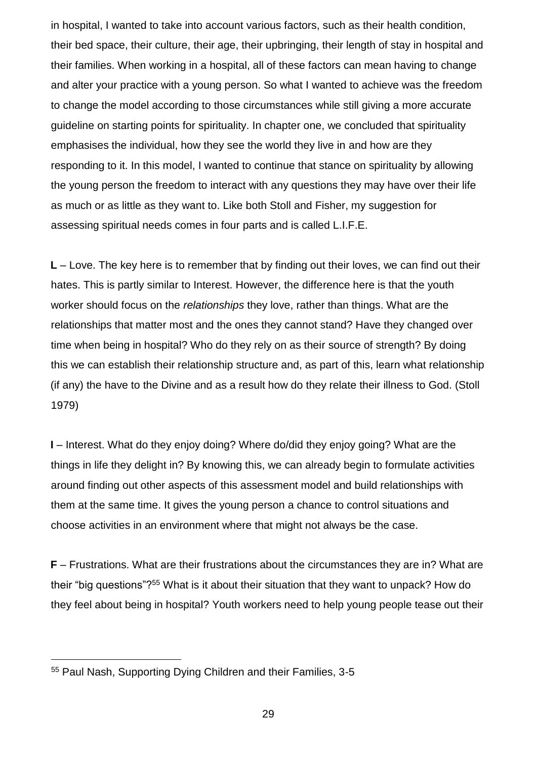in hospital, I wanted to take into account various factors, such as their health condition, their bed space, their culture, their age, their upbringing, their length of stay in hospital and their families. When working in a hospital, all of these factors can mean having to change and alter your practice with a young person. So what I wanted to achieve was the freedom to change the model according to those circumstances while still giving a more accurate guideline on starting points for spirituality. In chapter one, we concluded that spirituality emphasises the individual, how they see the world they live in and how are they responding to it. In this model, I wanted to continue that stance on spirituality by allowing the young person the freedom to interact with any questions they may have over their life as much or as little as they want to. Like both Stoll and Fisher, my suggestion for assessing spiritual needs comes in four parts and is called L.I.F.E.

**L** – Love. The key here is to remember that by finding out their loves, we can find out their hates. This is partly similar to Interest. However, the difference here is that the youth worker should focus on the *relationships* they love, rather than things. What are the relationships that matter most and the ones they cannot stand? Have they changed over time when being in hospital? Who do they rely on as their source of strength? By doing this we can establish their relationship structure and, as part of this, learn what relationship (if any) the have to the Divine and as a result how do they relate their illness to God. (Stoll 1979)

**I** – Interest. What do they enjoy doing? Where do/did they enjoy going? What are the things in life they delight in? By knowing this, we can already begin to formulate activities around finding out other aspects of this assessment model and build relationships with them at the same time. It gives the young person a chance to control situations and choose activities in an environment where that might not always be the case.

**F** – Frustrations. What are their frustrations about the circumstances they are in? What are their "big questions"?[55] What is it about their situation that they want to unpack? How do they feel about being in hospital? Youth workers need to help young people tease out their

---

[55] Paul Nash, Supporting Dying Children and their Families, 3-5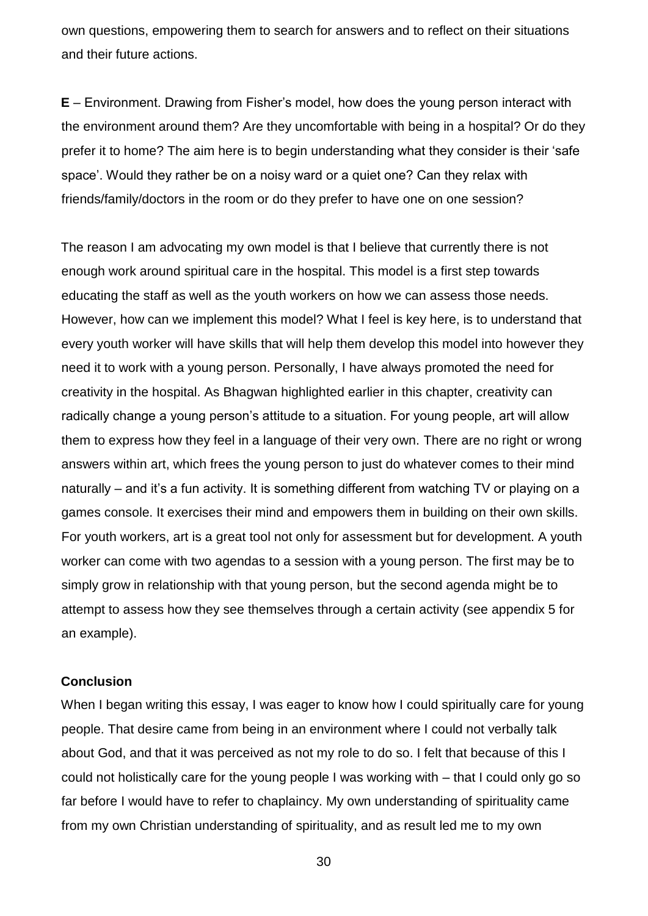own questions, empowering them to search for answers and to reflect on their situations and their future actions.

**E** – Environment. Drawing from Fisher's model, how does the young person interact with the environment around them? Are they uncomfortable with being in a hospital? Or do they prefer it to home? The aim here is to begin understanding what they consider is their 'safe space'. Would they rather be on a noisy ward or a quiet one? Can they relax with friends/family/doctors in the room or do they prefer to have one on one session?

The reason I am advocating my own model is that I believe that currently there is not enough work around spiritual care in the hospital. This model is a first step towards educating the staff as well as the youth workers on how we can assess those needs. However, how can we implement this model? What I feel is key here, is to understand that every youth worker will have skills that will help them develop this model into however they need it to work with a young person. Personally, I have always promoted the need for creativity in the hospital. As Bhagwan highlighted earlier in this chapter, creativity can radically change a young person's attitude to a situation. For young people, art will allow them to express how they feel in a language of their very own. There are no right or wrong answers within art, which frees the young person to just do whatever comes to their mind naturally – and it's a fun activity. It is something different from watching TV or playing on a games console. It exercises their mind and empowers them in building on their own skills. For youth workers, art is a great tool not only for assessment but for development. A youth worker can come with two agendas to a session with a young person. The first may be to simply grow in relationship with that young person, but the second agenda might be to attempt to assess how they see themselves through a certain activity (see appendix 5 for an example).

**Conclusion**

When I began writing this essay, I was eager to know how I could spiritually care for young people. That desire came from being in an environment where I could not verbally talk about God, and that it was perceived as not my role to do so. I felt that because of this I could not holistically care for the young people I was working with – that I could only go so far before I would have to refer to chaplaincy. My own understanding of spirituality came from my own Christian understanding of spirituality, and as result led me to my own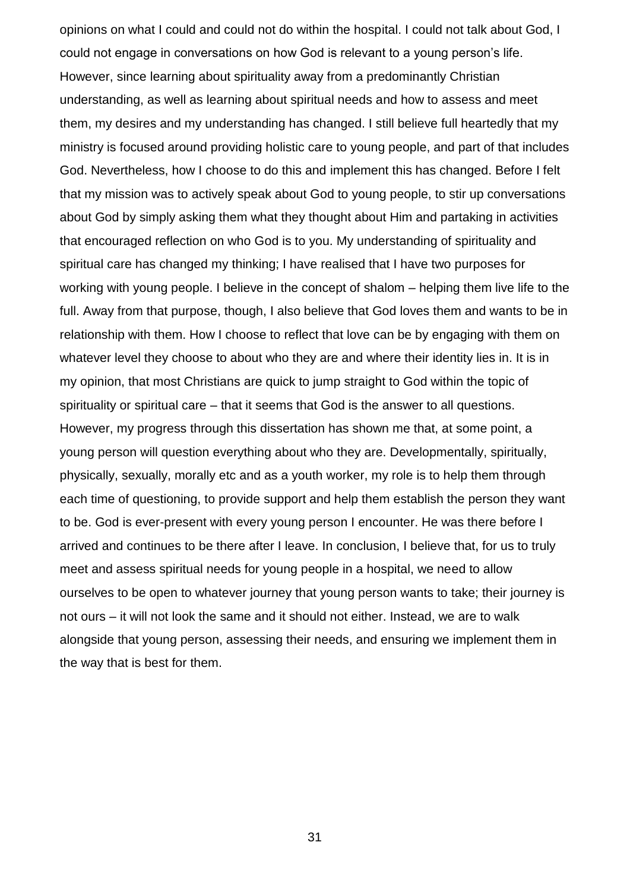opinions on what I could and could not do within the hospital. I could not talk about God, I could not engage in conversations on how God is relevant to a young person's life. However, since learning about spirituality away from a predominantly Christian understanding, as well as learning about spiritual needs and how to assess and meet them, my desires and my understanding has changed. I still believe full heartedly that my ministry is focused around providing holistic care to young people, and part of that includes God. Nevertheless, how I choose to do this and implement this has changed. Before I felt that my mission was to actively speak about God to young people, to stir up conversations about God by simply asking them what they thought about Him and partaking in activities that encouraged reflection on who God is to you. My understanding of spirituality and spiritual care has changed my thinking; I have realised that I have two purposes for working with young people. I believe in the concept of shalom – helping them live life to the full. Away from that purpose, though, I also believe that God loves them and wants to be in relationship with them. How I choose to reflect that love can be by engaging with them on whatever level they choose to about who they are and where their identity lies in. It is in my opinion, that most Christians are quick to jump straight to God within the topic of spirituality or spiritual care – that it seems that God is the answer to all questions. However, my progress through this dissertation has shown me that, at some point, a young person will question everything about who they are. Developmentally, spiritually, physically, sexually, morally etc and as a youth worker, my role is to help them through each time of questioning, to provide support and help them establish the person they want to be. God is ever-present with every young person I encounter. He was there before I arrived and continues to be there after I leave. In conclusion, I believe that, for us to truly meet and assess spiritual needs for young people in a hospital, we need to allow ourselves to be open to whatever journey that young person wants to take; their journey is not ours – it will not look the same and it should not either. Instead, we are to walk alongside that young person, assessing their needs, and ensuring we implement them in the way that is best for them.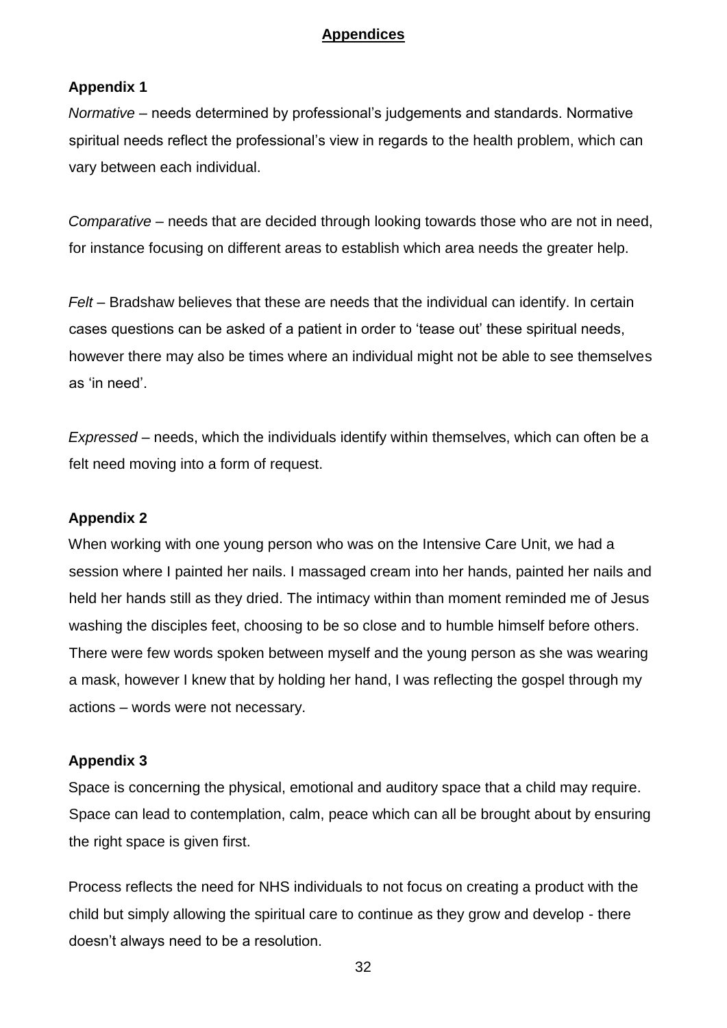## Appendices

### Appendix 1

*Normative* – needs determined by professional's judgements and standards. Normative spiritual needs reflect the professional's view in regards to the health problem, which can vary between each individual.

*Comparative* – needs that are decided through looking towards those who are not in need, for instance focusing on different areas to establish which area needs the greater help.

*Felt* – Bradshaw believes that these are needs that the individual can identify. In certain cases questions can be asked of a patient in order to 'tease out' these spiritual needs, however there may also be times where an individual might not be able to see themselves as 'in need'.

*Expressed* – needs, which the individuals identify within themselves, which can often be a felt need moving into a form of request.

### Appendix 2

When working with one young person who was on the Intensive Care Unit, we had a session where I painted her nails. I massaged cream into her hands, painted her nails and held her hands still as they dried. The intimacy within than moment reminded me of Jesus washing the disciples feet, choosing to be so close and to humble himself before others. There were few words spoken between myself and the young person as she was wearing a mask, however I knew that by holding her hand, I was reflecting the gospel through my actions – words were not necessary.

### Appendix 3

Space is concerning the physical, emotional and auditory space that a child may require. Space can lead to contemplation, calm, peace which can all be brought about by ensuring the right space is given first.

Process reflects the need for NHS individuals to not focus on creating a product with the child but simply allowing the spiritual care to continue as they grow and develop - there doesn't always need to be a resolution.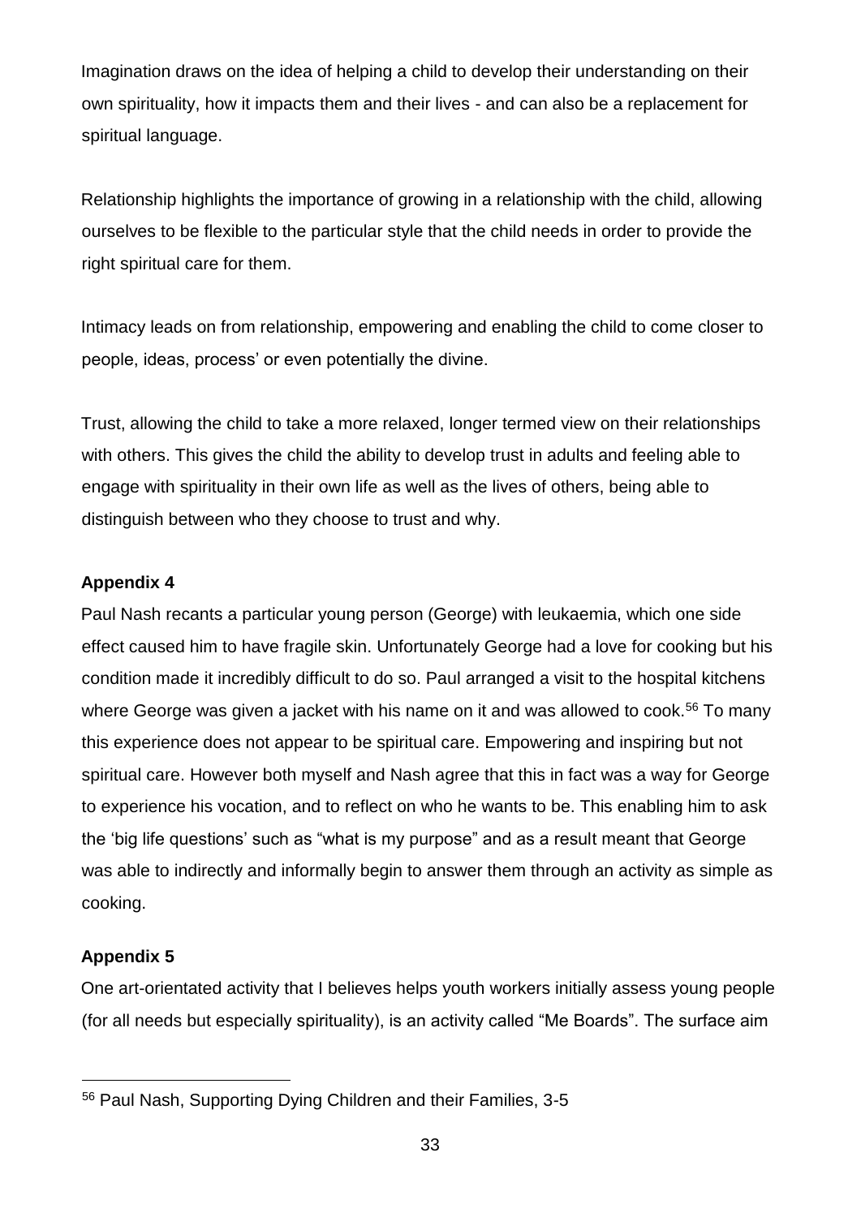Imagination draws on the idea of helping a child to develop their understanding on their own spirituality, how it impacts them and their lives - and can also be a replacement for spiritual language.

Relationship highlights the importance of growing in a relationship with the child, allowing ourselves to be flexible to the particular style that the child needs in order to provide the right spiritual care for them.

Intimacy leads on from relationship, empowering and enabling the child to come closer to people, ideas, process' or even potentially the divine.

Trust, allowing the child to take a more relaxed, longer termed view on their relationships with others. This gives the child the ability to develop trust in adults and feeling able to engage with spirituality in their own life as well as the lives of others, being able to distinguish between who they choose to trust and why.

**Appendix 4**

Paul Nash recants a particular young person (George) with leukaemia, which one side effect caused him to have fragile skin. Unfortunately George had a love for cooking but his condition made it incredibly difficult to do so. Paul arranged a visit to the hospital kitchens where George was given a jacket with his name on it and was allowed to cook.[56] To many this experience does not appear to be spiritual care. Empowering and inspiring but not spiritual care. However both myself and Nash agree that this in fact was a way for George to experience his vocation, and to reflect on who he wants to be. This enabling him to ask the 'big life questions' such as "what is my purpose" and as a result meant that George was able to indirectly and informally begin to answer them through an activity as simple as cooking.

**Appendix 5**

One art-orientated activity that I believes helps youth workers initially assess young people (for all needs but especially spirituality), is an activity called "Me Boards". The surface aim

[56] Paul Nash, Supporting Dying Children and their Families, 3-5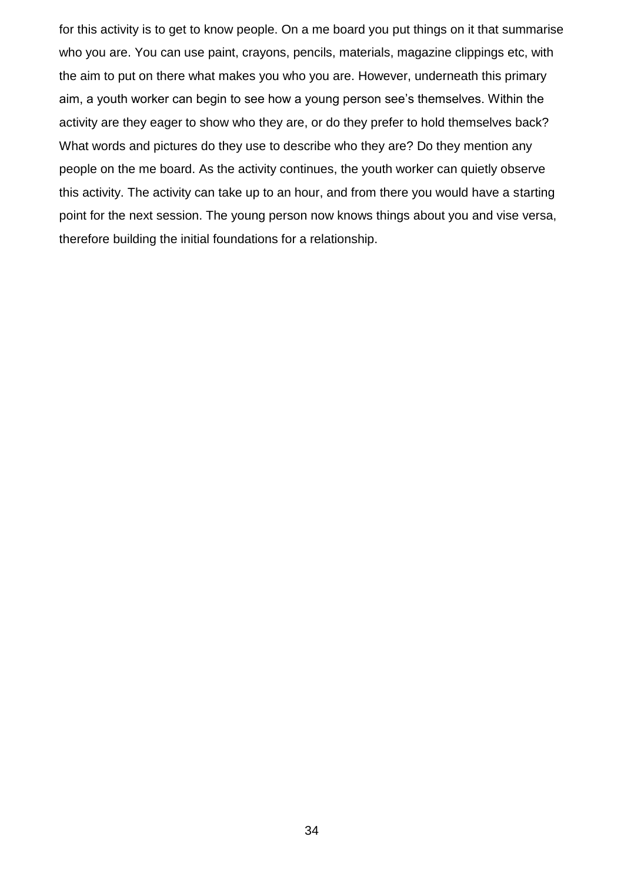for this activity is to get to know people. On a me board you put things on it that summarise who you are. You can use paint, crayons, pencils, materials, magazine clippings etc, with the aim to put on there what makes you who you are. However, underneath this primary aim, a youth worker can begin to see how a young person see's themselves. Within the activity are they eager to show who they are, or do they prefer to hold themselves back? What words and pictures do they use to describe who they are? Do they mention any people on the me board. As the activity continues, the youth worker can quietly observe this activity. The activity can take up to an hour, and from there you would have a starting point for the next session. The young person now knows things about you and vise versa, therefore building the initial foundations for a relationship.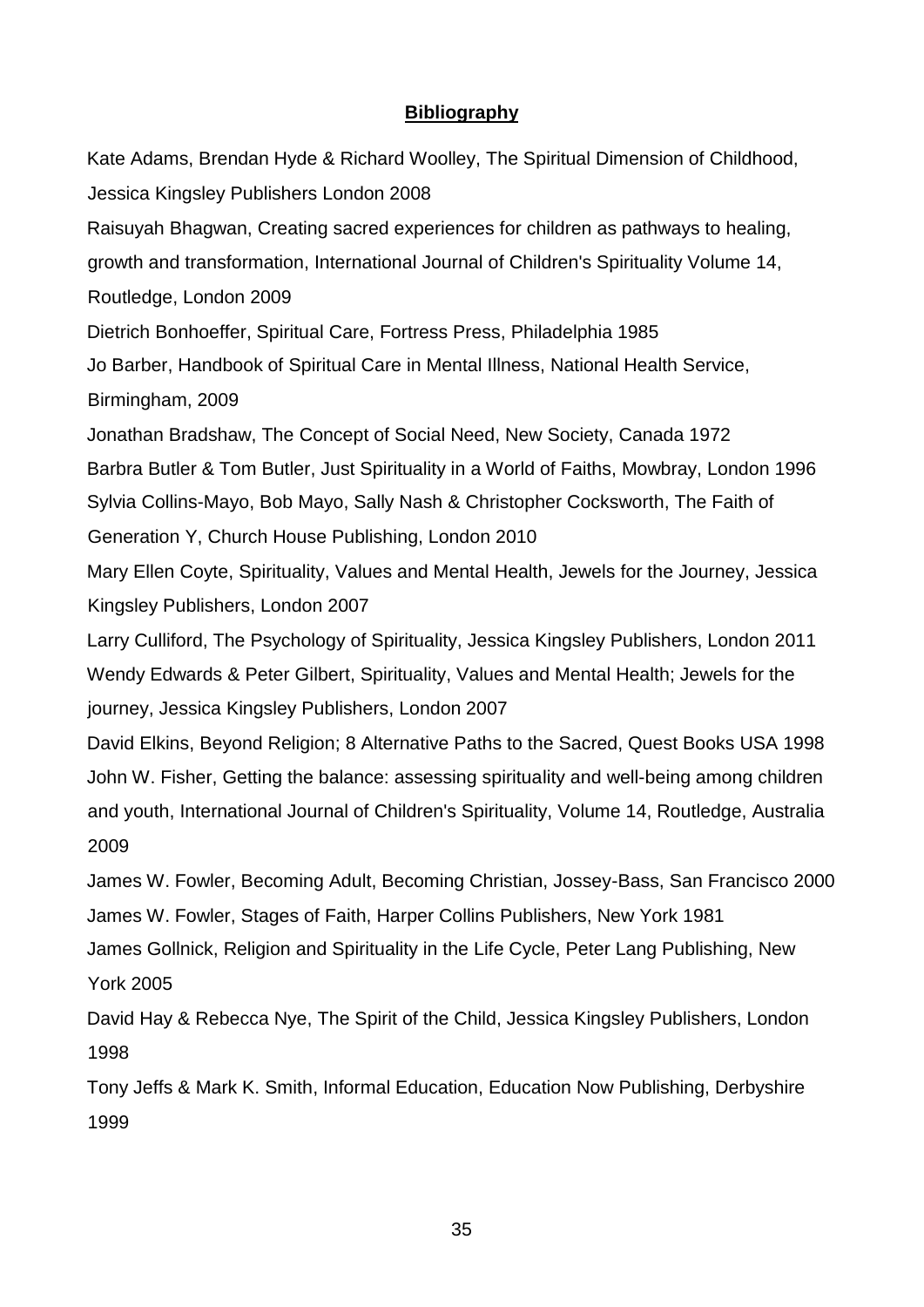## Bibliography

Kate Adams, Brendan Hyde & Richard Woolley, The Spiritual Dimension of Childhood, Jessica Kingsley Publishers London 2008

Raisuyah Bhagwan, Creating sacred experiences for children as pathways to healing, growth and transformation, International Journal of Children's Spirituality Volume 14, Routledge, London 2009

Dietrich Bonhoeffer, Spiritual Care, Fortress Press, Philadelphia 1985

Jo Barber, Handbook of Spiritual Care in Mental Illness, National Health Service, Birmingham, 2009

Jonathan Bradshaw, The Concept of Social Need, New Society, Canada 1972

Barbra Butler & Tom Butler, Just Spirituality in a World of Faiths, Mowbray, London 1996

Sylvia Collins-Mayo, Bob Mayo, Sally Nash & Christopher Cocksworth, The Faith of Generation Y, Church House Publishing, London 2010

Mary Ellen Coyte, Spirituality, Values and Mental Health, Jewels for the Journey, Jessica Kingsley Publishers, London 2007

Larry Culliford, The Psychology of Spirituality, Jessica Kingsley Publishers, London 2011

Wendy Edwards & Peter Gilbert, Spirituality, Values and Mental Health; Jewels for the journey, Jessica Kingsley Publishers, London 2007

David Elkins, Beyond Religion; 8 Alternative Paths to the Sacred, Quest Books USA 1998

John W. Fisher, Getting the balance: assessing spirituality and well-being among children and youth, International Journal of Children's Spirituality, Volume 14, Routledge, Australia 2009

James W. Fowler, Becoming Adult, Becoming Christian, Jossey-Bass, San Francisco 2000

James W. Fowler, Stages of Faith, Harper Collins Publishers, New York 1981

James Gollnick, Religion and Spirituality in the Life Cycle, Peter Lang Publishing, New York 2005

David Hay & Rebecca Nye, The Spirit of the Child, Jessica Kingsley Publishers, London 1998

Tony Jeffs & Mark K. Smith, Informal Education, Education Now Publishing, Derbyshire 1999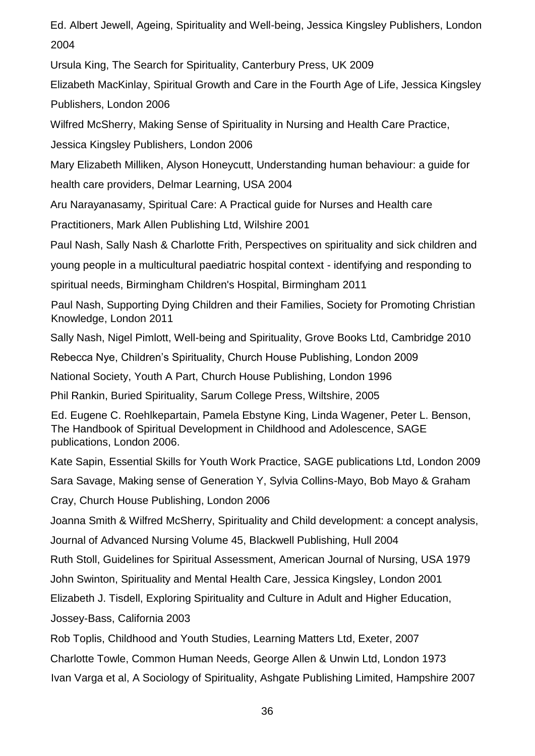Ed. Albert Jewell, Ageing, Spirituality and Well-being, Jessica Kingsley Publishers, London 2004

Ursula King, The Search for Spirituality, Canterbury Press, UK 2009

Elizabeth MacKinlay, Spiritual Growth and Care in the Fourth Age of Life, Jessica Kingsley Publishers, London 2006

Wilfred McSherry, Making Sense of Spirituality in Nursing and Health Care Practice, Jessica Kingsley Publishers, London 2006

Mary Elizabeth Milliken, Alyson Honeycutt, Understanding human behaviour: a guide for health care providers, Delmar Learning, USA 2004

Aru Narayanasamy, Spiritual Care: A Practical guide for Nurses and Health care Practitioners, Mark Allen Publishing Ltd, Wilshire 2001

Paul Nash, Sally Nash & Charlotte Frith, Perspectives on spirituality and sick children and young people in a multicultural paediatric hospital context - identifying and responding to spiritual needs, Birmingham Children's Hospital, Birmingham 2011

Paul Nash, Supporting Dying Children and their Families, Society for Promoting Christian Knowledge, London 2011

Sally Nash, Nigel Pimlott, Well-being and Spirituality, Grove Books Ltd, Cambridge 2010

Rebecca Nye, Children's Spirituality, Church House Publishing, London 2009

National Society, Youth A Part, Church House Publishing, London 1996

Phil Rankin, Buried Spirituality, Sarum College Press, Wiltshire, 2005

Ed. Eugene C. Roehlkepartain, Pamela Ebstyne King, Linda Wagener, Peter L. Benson, The Handbook of Spiritual Development in Childhood and Adolescence, SAGE publications, London 2006.

Kate Sapin, Essential Skills for Youth Work Practice, SAGE publications Ltd, London 2009

Sara Savage, Making sense of Generation Y, Sylvia Collins-Mayo, Bob Mayo & Graham Cray, Church House Publishing, London 2006

Joanna Smith & Wilfred McSherry, Spirituality and Child development: a concept analysis, Journal of Advanced Nursing Volume 45, Blackwell Publishing, Hull 2004

Ruth Stoll, Guidelines for Spiritual Assessment, American Journal of Nursing, USA 1979

John Swinton, Spirituality and Mental Health Care, Jessica Kingsley, London 2001

Elizabeth J. Tisdell, Exploring Spirituality and Culture in Adult and Higher Education, Jossey-Bass, California 2003

Rob Toplis, Childhood and Youth Studies, Learning Matters Ltd, Exeter, 2007

Charlotte Towle, Common Human Needs, George Allen & Unwin Ltd, London 1973

Ivan Varga et al, A Sociology of Spirituality, Ashgate Publishing Limited, Hampshire 2007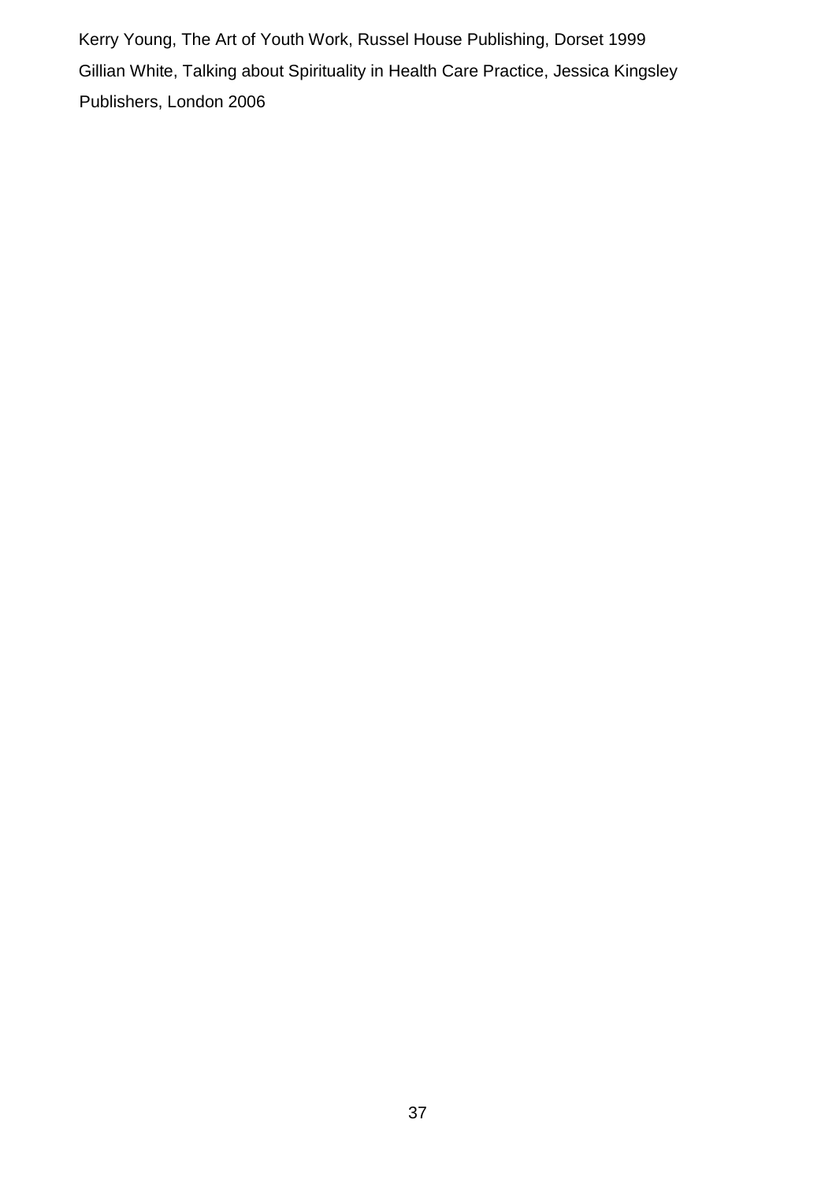Kerry Young, The Art of Youth Work, Russel House Publishing, Dorset 1999

Gillian White, Talking about Spirituality in Health Care Practice, Jessica Kingsley Publishers, London 2006